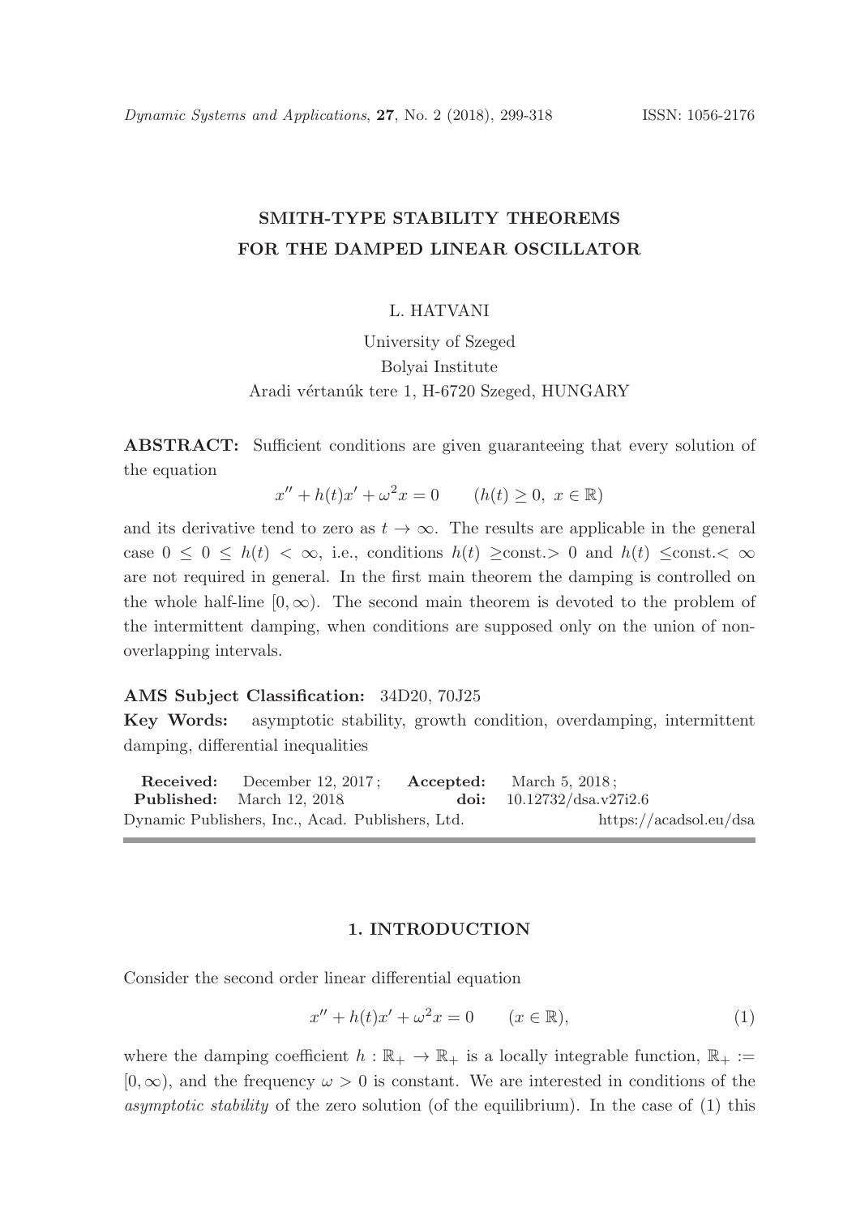# SMITH-TYPE STABILITY THEOREMS FOR THE DAMPED LINEAR OSCILLATOR

L. HATVANI

University of Szeged
Bolyai Institute
Aradi vértanúk tere 1, H-6720 Szeged, HUNGARY

**ABSTRACT:** Sufficient conditions are given guaranteeing that every solution of the equation

$$x'' + h(t)x' + \omega^2 x = 0 \qquad (h(t) \geq 0,\ x \in \mathbb{R})$$

and its derivative tend to zero as $t \to \infty$. The results are applicable in the general case $0 \leq 0 \leq h(t) < \infty$, i.e., conditions $h(t) \geq$const.$> 0$ and $h(t) \leq$const.$< \infty$ are not required in general. In the first main theorem the damping is controlled on the whole half-line $[0, \infty)$. The second main theorem is devoted to the problem of the intermittent damping, when conditions are supposed only on the union of non-overlapping intervals.

**AMS Subject Classification:** 34D20, 70J25

**Key Words:** asymptotic stability, growth condition, overdamping, intermittent damping, differential inequalities

**Received:** December 12, 2017; **Accepted:** March 5, 2018;
**Published:** March 12, 2018 **doi:** 10.12732/dsa.v27i2.6
Dynamic Publishers, Inc., Acad. Publishers, Ltd. https://acadsol.eu/dsa

## 1. INTRODUCTION

Consider the second order linear differential equation

$$x'' + h(t)x' + \omega^2 x = 0 \qquad (x \in \mathbb{R}), \tag{1}$$

where the damping coefficient $h : \mathbb{R}_+ \to \mathbb{R}_+$ is a locally integrable function, $\mathbb{R}_+ := [0, \infty)$, and the frequency $\omega > 0$ is constant. We are interested in conditions of the *asymptotic stability* of the zero solution (of the equilibrium). In the case of (1) this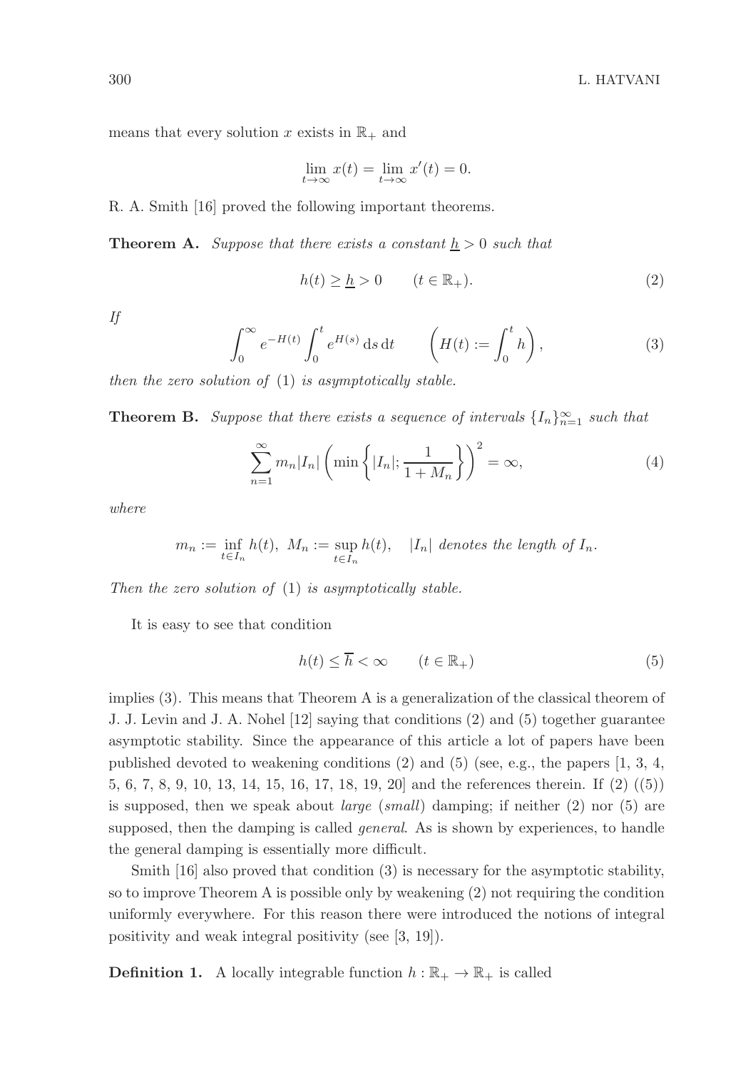means that every solution $x$ exists in $\mathbb{R}_+$ and

$$\lim_{t\to\infty} x(t) = \lim_{t\to\infty} x'(t) = 0.$$

R. A. Smith [16] proved the following important theorems.

**Theorem A.** *Suppose that there exists a constant $\underline{h} > 0$ such that*

$$h(t) \geq \underline{h} > 0 \qquad (t \in \mathbb{R}_+). \tag{2}$$

*If*

$$\int_0^\infty e^{-H(t)} \int_0^t e^{H(s)}\, \mathrm{d}s\, \mathrm{d}t \qquad \left(H(t) := \int_0^t h\right), \tag{3}$$

*then the zero solution of* (1) *is asymptotically stable.*

**Theorem B.** *Suppose that there exists a sequence of intervals $\{I_n\}_{n=1}^\infty$ such that*

$$\sum_{n=1}^\infty m_n |I_n| \left(\min\left\{|I_n|; \frac{1}{1+M_n}\right\}\right)^2 = \infty, \tag{4}$$

*where*

$$m_n := \inf_{t\in I_n} h(t),\ M_n := \sup_{t\in I_n} h(t), \quad |I_n| \text{ denotes the length of } I_n.$$

*Then the zero solution of* (1) *is asymptotically stable.*

It is easy to see that condition

$$h(t) \leq \overline{h} < \infty \qquad (t \in \mathbb{R}_+) \tag{5}$$

implies (3). This means that Theorem A is a generalization of the classical theorem of J. J. Levin and J. A. Nohel [12] saying that conditions (2) and (5) together guarantee asymptotic stability. Since the appearance of this article a lot of papers have been published devoted to weakening conditions (2) and (5) (see, e.g., the papers [1, 3, 4, 5, 6, 7, 8, 9, 10, 13, 14, 15, 16, 17, 18, 19, 20] and the references therein. If (2) ((5)) is supposed, then we speak about *large* (*small*) damping; if neither (2) nor (5) are supposed, then the damping is called *general*. As is shown by experiences, to handle the general damping is essentially more difficult.

Smith [16] also proved that condition (3) is necessary for the asymptotic stability, so to improve Theorem A is possible only by weakening (2) not requiring the condition uniformly everywhere. For this reason there were introduced the notions of integral positivity and weak integral positivity (see [3, 19]).

**Definition 1.** A locally integrable function $h : \mathbb{R}_+ \to \mathbb{R}_+$ is called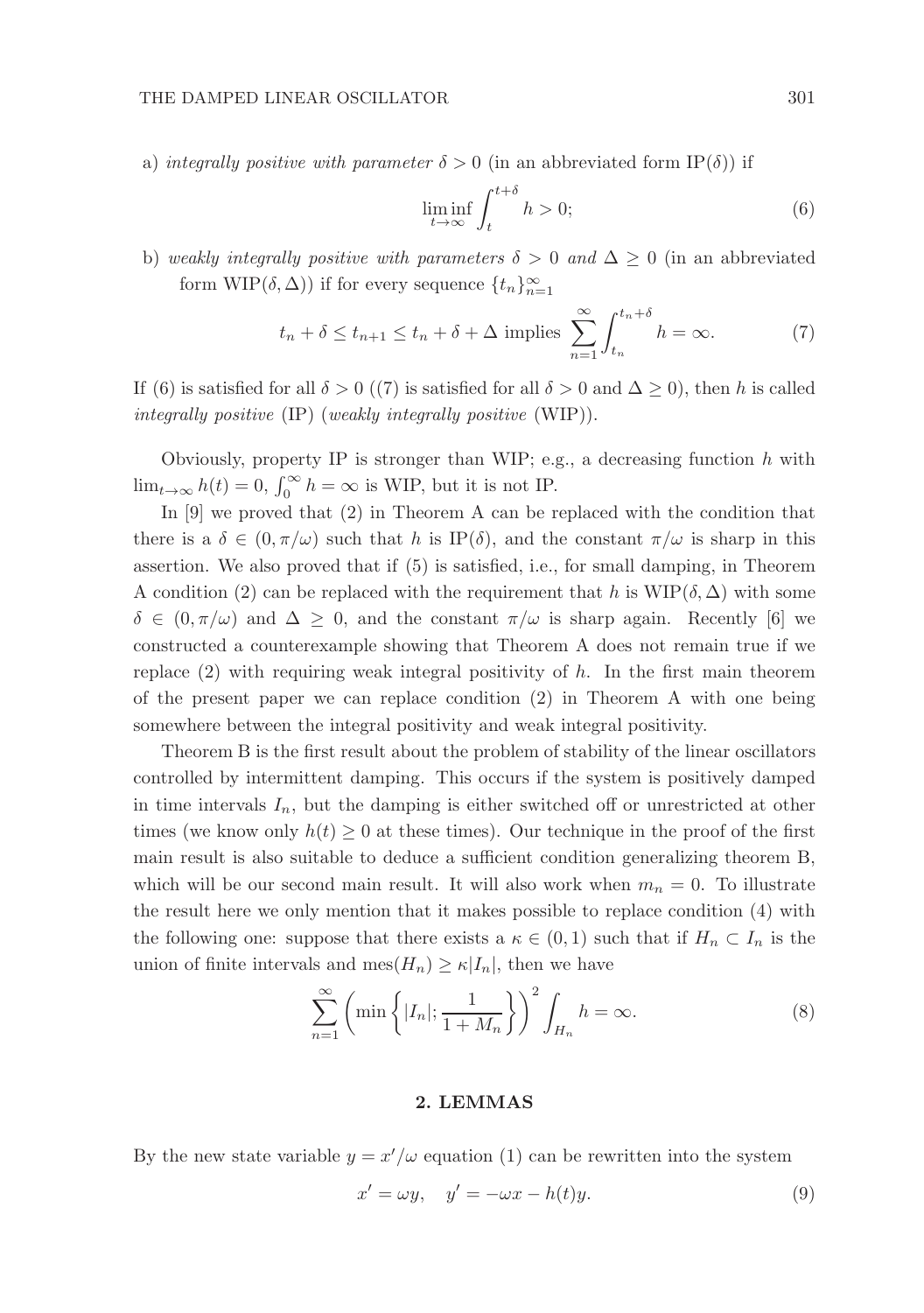a) *integrally positive with parameter* $\delta > 0$ (in an abbreviated form IP($\delta$)) if

$$\liminf_{t\to\infty} \int_t^{t+\delta} h > 0; \tag{6}$$

b) *weakly integrally positive with parameters* $\delta > 0$ *and* $\Delta \geq 0$ (in an abbreviated form WIP($\delta, \Delta$)) if for every sequence $\{t_n\}_{n=1}^{\infty}$

$$t_n + \delta \leq t_{n+1} \leq t_n + \delta + \Delta \text{ implies } \sum_{n=1}^{\infty} \int_{t_n}^{t_n+\delta} h = \infty. \tag{7}$$

If (6) is satisfied for all $\delta > 0$ ((7) is satisfied for all $\delta > 0$ and $\Delta \geq 0$), then $h$ is called *integrally positive* (IP) (*weakly integrally positive* (WIP)).

Obviously, property IP is stronger than WIP; e.g., a decreasing function $h$ with $\lim_{t\to\infty} h(t) = 0$, $\int_0^\infty h = \infty$ is WIP, but it is not IP.

In [9] we proved that (2) in Theorem A can be replaced with the condition that there is a $\delta \in (0, \pi/\omega)$ such that $h$ is IP($\delta$), and the constant $\pi/\omega$ is sharp in this assertion. We also proved that if (5) is satisfied, i.e., for small damping, in Theorem A condition (2) can be replaced with the requirement that $h$ is WIP($\delta, \Delta$) with some $\delta \in (0, \pi/\omega)$ and $\Delta \geq 0$, and the constant $\pi/\omega$ is sharp again. Recently [6] we constructed a counterexample showing that Theorem A does not remain true if we replace (2) with requiring weak integral positivity of $h$. In the first main theorem of the present paper we can replace condition (2) in Theorem A with one being somewhere between the integral positivity and weak integral positivity.

Theorem B is the first result about the problem of stability of the linear oscillators controlled by intermittent damping. This occurs if the system is positively damped in time intervals $I_n$, but the damping is either switched off or unrestricted at other times (we know only $h(t) \geq 0$ at these times). Our technique in the proof of the first main result is also suitable to deduce a sufficient condition generalizing theorem B, which will be our second main result. It will also work when $m_n = 0$. To illustrate the result here we only mention that it makes possible to replace condition (4) with the following one: suppose that there exists a $\kappa \in (0, 1)$ such that if $H_n \subset I_n$ is the union of finite intervals and $\text{mes}(H_n) \geq \kappa |I_n|$, then we have

$$\sum_{n=1}^{\infty} \left( \min\left\{ |I_n|; \frac{1}{1+M_n} \right\} \right)^2 \int_{H_n} h = \infty. \tag{8}$$

## 2. LEMMAS

By the new state variable $y = x'/\omega$ equation (1) can be rewritten into the system

$$x' = \omega y, \quad y' = -\omega x - h(t)y. \tag{9}$$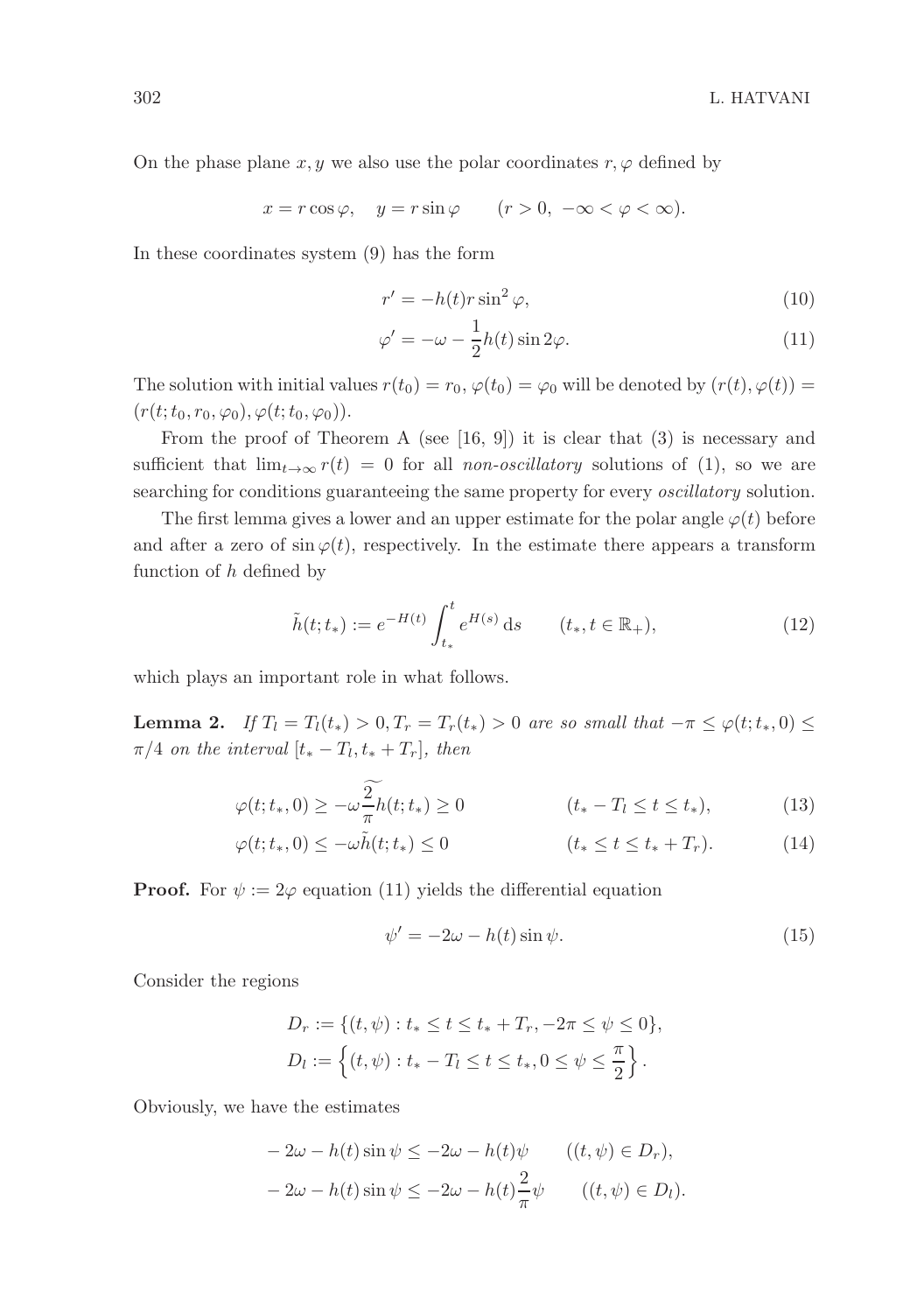On the phase plane $x, y$ we also use the polar coordinates $r, \varphi$ defined by

$$x = r\cos\varphi, \quad y = r\sin\varphi \qquad (r > 0,\ -\infty < \varphi < \infty).$$

In these coordinates system (9) has the form

$$r' = -h(t)r\sin^2\varphi, \tag{10}$$

$$\varphi' = -\omega - \frac{1}{2}h(t)\sin 2\varphi. \tag{11}$$

The solution with initial values $r(t_0) = r_0, \varphi(t_0) = \varphi_0$ will be denoted by $(r(t), \varphi(t)) = (r(t; t_0, r_0, \varphi_0), \varphi(t; t_0, \varphi_0))$.

From the proof of Theorem A (see [16, 9]) it is clear that (3) is necessary and sufficient that $\lim_{t\to\infty} r(t) = 0$ for all *non-oscillatory* solutions of (1), so we are searching for conditions guaranteeing the same property for every *oscillatory* solution.

The first lemma gives a lower and an upper estimate for the polar angle $\varphi(t)$ before and after a zero of $\sin\varphi(t)$, respectively. In the estimate there appears a transform function of $h$ defined by

$$\tilde{h}(t; t_*) := e^{-H(t)} \int_{t_*}^{t} e^{H(s)}\, \mathrm{d}s \qquad (t_*, t \in \mathbb{R}_+), \tag{12}$$

which plays an important role in what follows.

**Lemma 2.** *If $T_l = T_l(t_*) > 0, T_r = T_r(t_*) > 0$ are so small that $-\pi \le \varphi(t; t_*, 0) \le \pi/4$ on the interval $[t_* - T_l, t_* + T_r]$, then*

$$\varphi(t; t_*, 0) \ge -\omega \widetilde{\frac{2}{\pi}h}(t; t_*) \ge 0 \qquad\qquad (t_* - T_l \le t \le t_*), \tag{13}$$

$$\varphi(t; t_*, 0) \le -\omega\tilde{h}(t; t_*) \le 0 \qquad\qquad (t_* \le t \le t_* + T_r). \tag{14}$$

**Proof.** For $\psi := 2\varphi$ equation (11) yields the differential equation

$$\psi' = -2\omega - h(t)\sin\psi. \tag{15}$$

Consider the regions

$$D_r := \{(t, \psi) : t_* \le t \le t_* + T_r, -2\pi \le \psi \le 0\},$$

$$D_l := \left\{(t, \psi) : t_* - T_l \le t \le t_*, 0 \le \psi \le \frac{\pi}{2}\right\}.$$

Obviously, we have the estimates

$$-2\omega - h(t)\sin\psi \le -2\omega - h(t)\psi \qquad ((t, \psi) \in D_r),$$

$$-2\omega - h(t)\sin\psi \le -2\omega - h(t)\frac{2}{\pi}\psi \qquad ((t, \psi) \in D_l).$$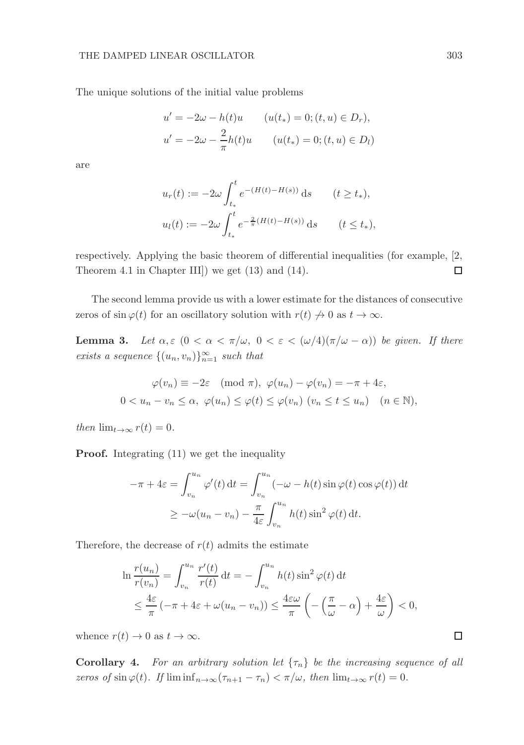The unique solutions of the initial value problems

$$u' = -2\omega - h(t)u \qquad (u(t_*) = 0; (t,u) \in D_r),$$
$$u' = -2\omega - \frac{2}{\pi}h(t)u \qquad (u(t_*) = 0; (t,u) \in D_l)$$

are

$$u_r(t) := -2\omega \int_{t_*}^{t} e^{-(H(t)-H(s))}\,\mathrm{d}s \qquad (t \geq t_*),$$
$$u_l(t) := -2\omega \int_{t_*}^{t} e^{-\frac{2}{\pi}(H(t)-H(s))}\,\mathrm{d}s \qquad (t \leq t_*),$$

respectively. Applying the basic theorem of differential inequalities (for example, [2, Theorem 4.1 in Chapter III]) we get (13) and (14). $\square$

The second lemma provide us with a lower estimate for the distances of consecutive zeros of $\sin\varphi(t)$ for an oscillatory solution with $r(t) \not\to 0$ as $t \to \infty$.

**Lemma 3.** *Let $\alpha, \varepsilon$ $(0 < \alpha < \pi/\omega,\ 0 < \varepsilon < (\omega/4)(\pi/\omega - \alpha))$ be given. If there exists a sequence $\{(u_n, v_n)\}_{n=1}^{\infty}$ such that*

$$\varphi(v_n) \equiv -2\varepsilon \pmod{\pi},\ \varphi(u_n) - \varphi(v_n) = -\pi + 4\varepsilon,$$
$$0 < u_n - v_n \leq \alpha,\ \varphi(u_n) \leq \varphi(t) \leq \varphi(v_n)\ (v_n \leq t \leq u_n) \quad (n \in \mathbb{N}),$$

*then* $\lim_{t\to\infty} r(t) = 0$.

**Proof.** Integrating (11) we get the inequality

$$\begin{aligned}
-\pi + 4\varepsilon &= \int_{v_n}^{u_n} \varphi'(t)\,\mathrm{d}t = \int_{v_n}^{u_n} (-\omega - h(t)\sin\varphi(t)\cos\varphi(t))\,\mathrm{d}t \\
&\geq -\omega(u_n - v_n) - \frac{\pi}{4\varepsilon}\int_{v_n}^{u_n} h(t)\sin^2\varphi(t)\,\mathrm{d}t.
\end{aligned}$$

Therefore, the decrease of $r(t)$ admits the estimate

$$\begin{aligned}
\ln\frac{r(u_n)}{r(v_n)} &= \int_{v_n}^{u_n} \frac{r'(t)}{r(t)}\,\mathrm{d}t = -\int_{v_n}^{u_n} h(t)\sin^2\varphi(t)\,\mathrm{d}t \\
&\leq \frac{4\varepsilon}{\pi}\left(-\pi + 4\varepsilon + \omega(u_n - v_n)\right) \leq \frac{4\varepsilon\omega}{\pi}\left(-\left(\frac{\pi}{\omega} - \alpha\right) + \frac{4\varepsilon}{\omega}\right) < 0,
\end{aligned}$$

whence $r(t) \to 0$ as $t \to \infty$. $\square$

**Corollary 4.** *For an arbitrary solution let $\{\tau_n\}$ be the increasing sequence of all zeros of $\sin\varphi(t)$. If $\liminf_{n\to\infty}(\tau_{n+1} - \tau_n) < \pi/\omega$, then $\lim_{t\to\infty} r(t) = 0$.*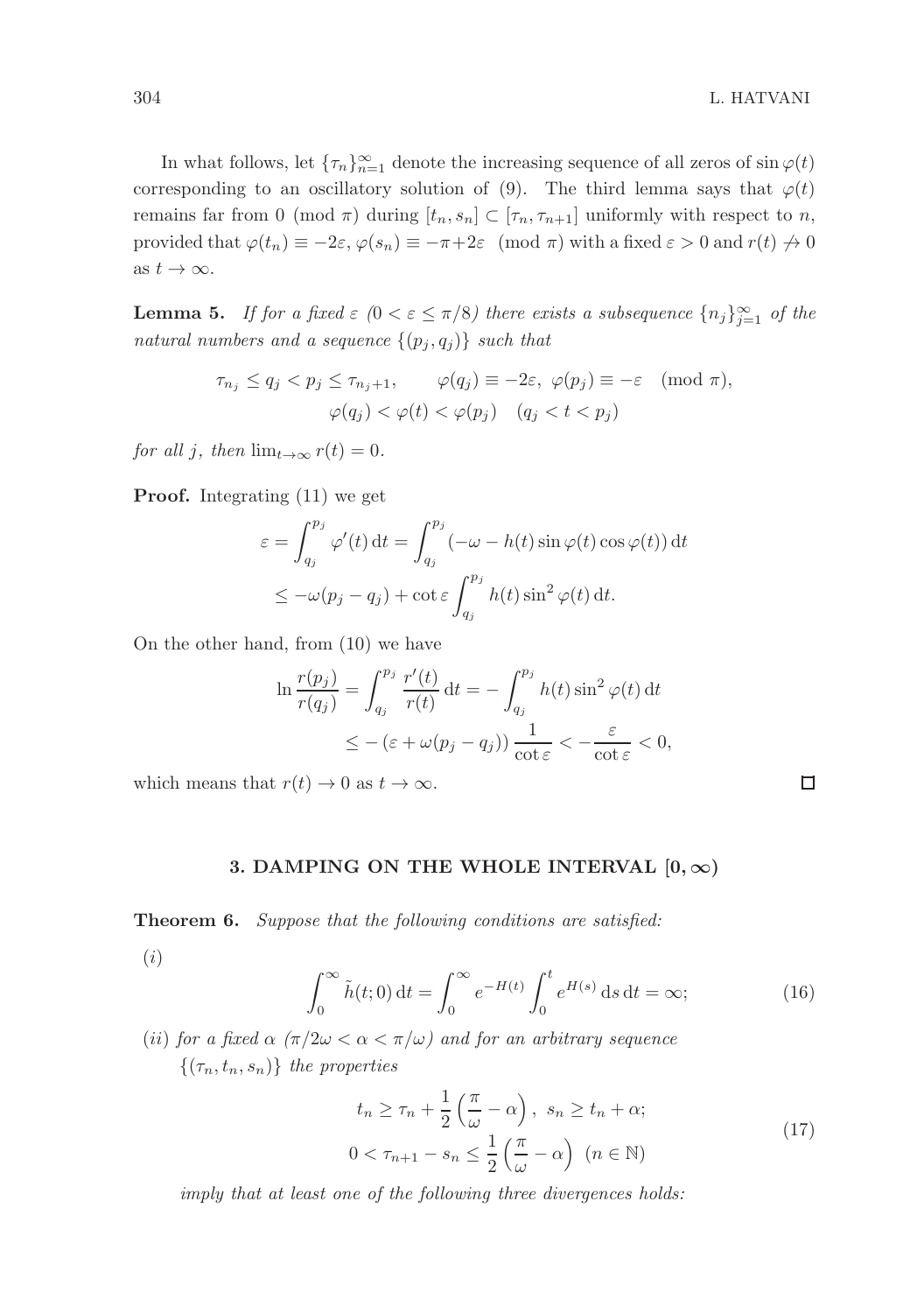In what follows, let $\{\tau_n\}_{n=1}^{\infty}$ denote the increasing sequence of all zeros of $\sin\varphi(t)$ corresponding to an oscillatory solution of (9). The third lemma says that $\varphi(t)$ remains far from 0 (mod $\pi$) during $[t_n, s_n] \subset [\tau_n, \tau_{n+1}]$ uniformly with respect to $n$, provided that $\varphi(t_n) \equiv -2\varepsilon$, $\varphi(s_n) \equiv -\pi+2\varepsilon \pmod{\pi}$ with a fixed $\varepsilon > 0$ and $r(t) \not\to 0$ as $t \to \infty$.

**Lemma 5.** *If for a fixed $\varepsilon$ $(0 < \varepsilon \le \pi/8)$ there exists a subsequence $\{n_j\}_{j=1}^{\infty}$ of the natural numbers and a sequence $\{(p_j, q_j)\}$ such that*

$$\tau_{n_j} \le q_j < p_j \le \tau_{n_j+1}, \qquad \varphi(q_j) \equiv -2\varepsilon,\ \varphi(p_j) \equiv -\varepsilon \pmod{\pi},$$
$$\varphi(q_j) < \varphi(t) < \varphi(p_j) \quad (q_j < t < p_j)$$

*for all $j$, then $\lim_{t\to\infty} r(t) = 0$.*

**Proof.** Integrating (11) we get

$$\begin{aligned}
\varepsilon &= \int_{q_j}^{p_j} \varphi'(t)\,\mathrm{d}t = \int_{q_j}^{p_j} \left(-\omega - h(t)\sin\varphi(t)\cos\varphi(t)\right)\mathrm{d}t \\
&\le -\omega(p_j - q_j) + \cot\varepsilon \int_{q_j}^{p_j} h(t)\sin^2\varphi(t)\,\mathrm{d}t.
\end{aligned}$$

On the other hand, from (10) we have

$$\begin{aligned}
\ln\frac{r(p_j)}{r(q_j)} &= \int_{q_j}^{p_j} \frac{r'(t)}{r(t)}\,\mathrm{d}t = -\int_{q_j}^{p_j} h(t)\sin^2\varphi(t)\,\mathrm{d}t \\
&\le -\left(\varepsilon + \omega(p_j - q_j)\right)\frac{1}{\cot\varepsilon} < -\frac{\varepsilon}{\cot\varepsilon} < 0,
\end{aligned}$$

which means that $r(t) \to 0$ as $t \to \infty$. $\square$

## 3. DAMPING ON THE WHOLE INTERVAL $[0, \infty)$

**Theorem 6.** *Suppose that the following conditions are satisfied:*

$(i)$
$$\int_0^{\infty} \tilde{h}(t;0)\,\mathrm{d}t = \int_0^{\infty} e^{-H(t)} \int_0^t e^{H(s)}\,\mathrm{d}s\,\mathrm{d}t = \infty; \tag{16}$$

$(ii)$ *for a fixed $\alpha$ $(\pi/2\omega < \alpha < \pi/\omega)$ and for an arbitrary sequence $\{(\tau_n, t_n, s_n)\}$ the properties*

$$\begin{aligned}
&t_n \ge \tau_n + \frac{1}{2}\left(\frac{\pi}{\omega} - \alpha\right),\ s_n \ge t_n + \alpha; \\
&0 < \tau_{n+1} - s_n \le \frac{1}{2}\left(\frac{\pi}{\omega} - \alpha\right)\ (n \in \mathbb{N})
\end{aligned} \tag{17}$$

*imply that at least one of the following three divergences holds:*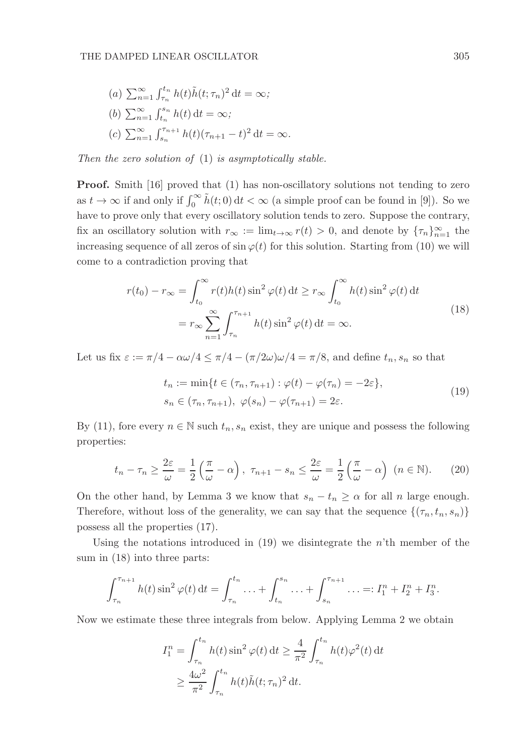(a) $\sum_{n=1}^{\infty} \int_{\tau_n}^{t_n} h(t)\tilde{h}(t;\tau_n)^2 \, \mathrm{d}t = \infty$;

(b) $\sum_{n=1}^{\infty} \int_{t_n}^{s_n} h(t) \, \mathrm{d}t = \infty$;

(c) $\sum_{n=1}^{\infty} \int_{s_n}^{\tau_{n+1}} h(t)(\tau_{n+1} - t)^2 \, \mathrm{d}t = \infty$.

*Then the zero solution of* (1) *is asymptotically stable.*

**Proof.** Smith [16] proved that (1) has non-oscillatory solutions not tending to zero as $t \to \infty$ if and only if $\int_0^\infty \tilde{h}(t;0) \, \mathrm{d}t < \infty$ (a simple proof can be found in [9]). So we have to prove only that every oscillatory solution tends to zero. Suppose the contrary, fix an oscillatory solution with $r_\infty := \lim_{t\to\infty} r(t) > 0$, and denote by $\{\tau_n\}_{n=1}^\infty$ the increasing sequence of all zeros of $\sin\varphi(t)$ for this solution. Starting from (10) we will come to a contradiction proving that

$$
\begin{aligned}
r(t_0) - r_\infty &= \int_{t_0}^{\infty} r(t)h(t)\sin^2\varphi(t) \, \mathrm{d}t \geq r_\infty \int_{t_0}^{\infty} h(t)\sin^2\varphi(t) \, \mathrm{d}t \\
&= r_\infty \sum_{n=1}^{\infty} \int_{\tau_n}^{\tau_{n+1}} h(t)\sin^2\varphi(t) \, \mathrm{d}t = \infty.
\end{aligned}
\tag{18}
$$

Let us fix $\varepsilon := \pi/4 - \alpha\omega/4 \leq \pi/4 - (\pi/2\omega)\omega/4 = \pi/8$, and define $t_n, s_n$ so that

$$
\begin{aligned}
&t_n := \min\{t \in (\tau_n, \tau_{n+1}) : \varphi(t) - \varphi(\tau_n) = -2\varepsilon\}, \\
&s_n \in (\tau_n, \tau_{n+1}), \ \varphi(s_n) - \varphi(\tau_{n+1}) = 2\varepsilon.
\end{aligned}
\tag{19}
$$

By (11), fore every $n \in \mathbb{N}$ such $t_n, s_n$ exist, they are unique and possess the following properties:

$$
t_n - \tau_n \geq \frac{2\varepsilon}{\omega} = \frac{1}{2}\left(\frac{\pi}{\omega} - \alpha\right), \ \tau_{n+1} - s_n \leq \frac{2\varepsilon}{\omega} = \frac{1}{2}\left(\frac{\pi}{\omega} - \alpha\right) \ (n \in \mathbb{N}).
\tag{20}
$$

On the other hand, by Lemma 3 we know that $s_n - t_n \geq \alpha$ for all $n$ large enough. Therefore, without loss of the generality, we can say that the sequence $\{(\tau_n, t_n, s_n)\}$ possess all the properties (17).

Using the notations introduced in (19) we disintegrate the $n$'th member of the sum in (18) into three parts:

$$
\int_{\tau_n}^{\tau_{n+1}} h(t)\sin^2\varphi(t) \, \mathrm{d}t = \int_{\tau_n}^{t_n} \ldots + \int_{t_n}^{s_n} \ldots + \int_{s_n}^{\tau_{n+1}} \ldots =: I_1^n + I_2^n + I_3^n.
$$

Now we estimate these three integrals from below. Applying Lemma 2 we obtain

$$
\begin{aligned}
I_1^n &= \int_{\tau_n}^{t_n} h(t)\sin^2\varphi(t) \, \mathrm{d}t \geq \frac{4}{\pi^2} \int_{\tau_n}^{t_n} h(t)\varphi^2(t) \, \mathrm{d}t \\
&\geq \frac{4\omega^2}{\pi^2} \int_{\tau_n}^{t_n} h(t)\tilde{h}(t;\tau_n)^2 \, \mathrm{d}t.
\end{aligned}
$$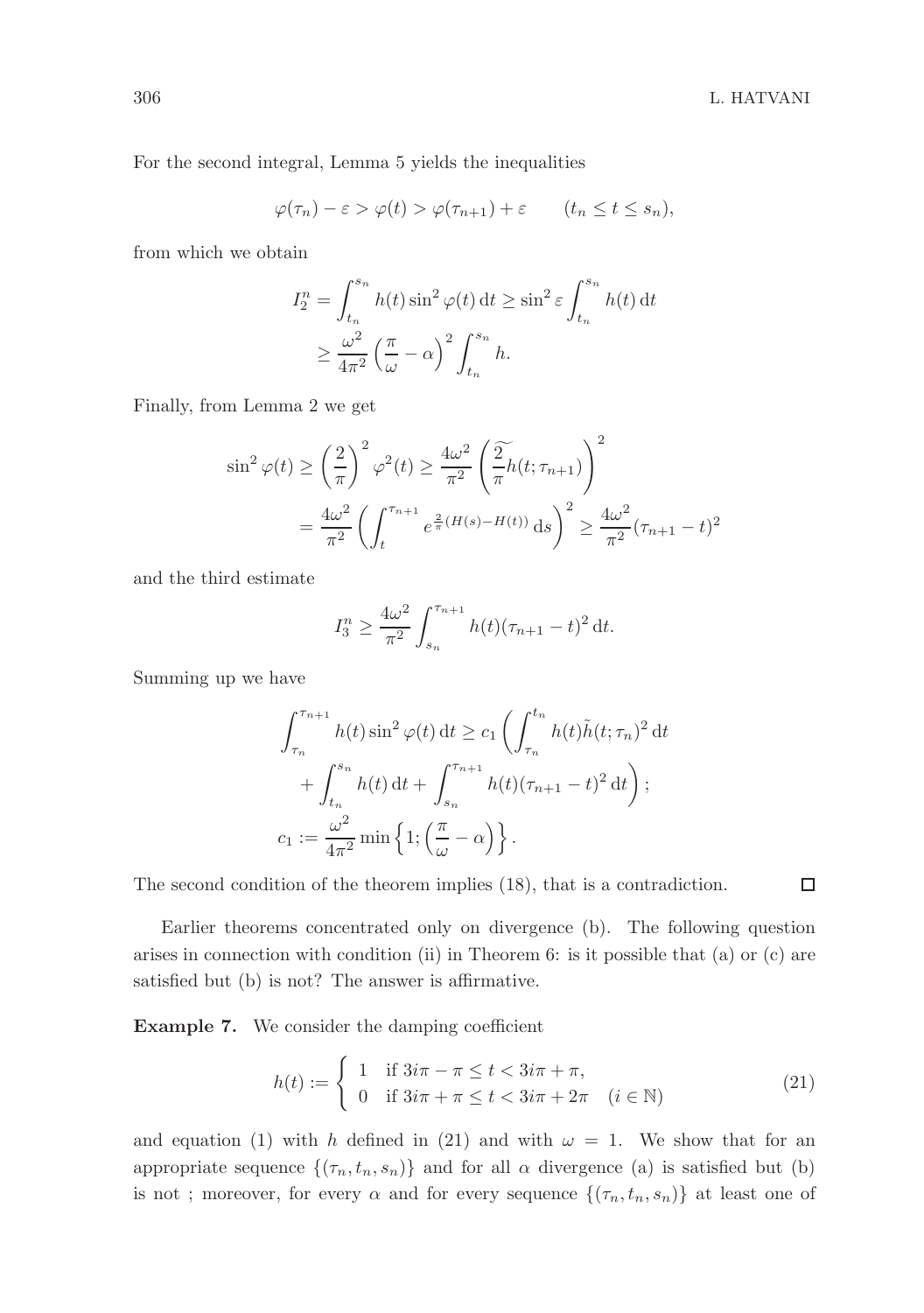For the second integral, Lemma 5 yields the inequalities

$$\varphi(\tau_n) - \varepsilon > \varphi(t) > \varphi(\tau_{n+1}) + \varepsilon \qquad (t_n \le t \le s_n),$$

from which we obtain

$$\begin{aligned} I_2^n &= \int_{t_n}^{s_n} h(t) \sin^2 \varphi(t)\, \mathrm{d}t \ge \sin^2 \varepsilon \int_{t_n}^{s_n} h(t)\, \mathrm{d}t \\ &\ge \frac{\omega^2}{4\pi^2} \left( \frac{\pi}{\omega} - \alpha \right)^2 \int_{t_n}^{s_n} h. \end{aligned}$$

Finally, from Lemma 2 we get

$$\begin{aligned} \sin^2 \varphi(t) &\ge \left( \frac{2}{\pi} \right)^2 \varphi^2(t) \ge \frac{4\omega^2}{\pi^2} \left( \widetilde{\frac{2}{\pi} h}(t; \tau_{n+1}) \right)^2 \\ &= \frac{4\omega^2}{\pi^2} \left( \int_t^{\tau_{n+1}} e^{\frac{2}{\pi}(H(s) - H(t))}\, \mathrm{d}s \right)^2 \ge \frac{4\omega^2}{\pi^2} (\tau_{n+1} - t)^2 \end{aligned}$$

and the third estimate

$$I_3^n \ge \frac{4\omega^2}{\pi^2} \int_{s_n}^{\tau_{n+1}} h(t)(\tau_{n+1} - t)^2\, \mathrm{d}t.$$

Summing up we have

$$\begin{aligned} \int_{\tau_n}^{\tau_{n+1}} h(t) \sin^2 \varphi(t)\, \mathrm{d}t &\ge c_1 \left( \int_{\tau_n}^{t_n} h(t) \tilde{h}(t; \tau_n)^2\, \mathrm{d}t \right. \\ &\quad \left. + \int_{t_n}^{s_n} h(t)\, \mathrm{d}t + \int_{s_n}^{\tau_{n+1}} h(t)(\tau_{n+1} - t)^2\, \mathrm{d}t \right); \\ c_1 &:= \frac{\omega^2}{4\pi^2} \min \left\{ 1; \left( \frac{\pi}{\omega} - \alpha \right) \right\}. \end{aligned}$$

The second condition of the theorem implies (18), that is a contradiction. $\square$

Earlier theorems concentrated only on divergence (b). The following question arises in connection with condition (ii) in Theorem 6: is it possible that (a) or (c) are satisfied but (b) is not? The answer is affirmative.

**Example 7.** We consider the damping coefficient

$$h(t) := \begin{cases} 1 & \text{if } 3i\pi - \pi \le t < 3i\pi + \pi, \\ 0 & \text{if } 3i\pi + \pi \le t < 3i\pi + 2\pi \quad (i \in \mathbb{N}) \end{cases} \tag{21}$$

and equation (1) with $h$ defined in (21) and with $\omega = 1$. We show that for an appropriate sequence $\{(\tau_n, t_n, s_n)\}$ and for all $\alpha$ divergence (a) is satisfied but (b) is not ; moreover, for every $\alpha$ and for every sequence $\{(\tau_n, t_n, s_n)\}$ at least one of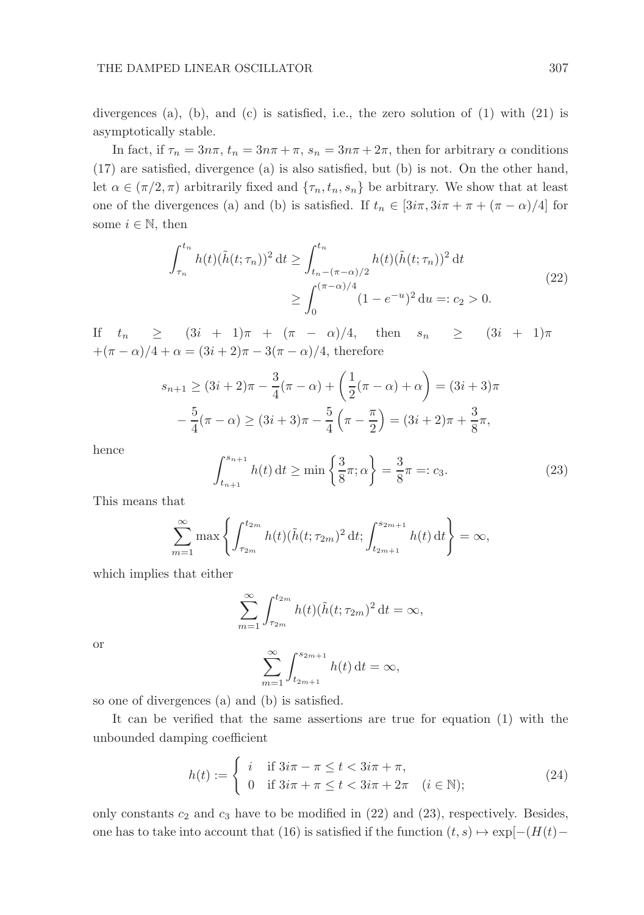divergences (a), (b), and (c) is satisfied, i.e., the zero solution of (1) with (21) is asymptotically stable.

In fact, if $\tau_n = 3n\pi$, $t_n = 3n\pi + \pi$, $s_n = 3n\pi + 2\pi$, then for arbitrary $\alpha$ conditions (17) are satisfied, divergence (a) is also satisfied, but (b) is not. On the other hand, let $\alpha \in (\pi/2, \pi)$ arbitrarily fixed and $\{\tau_n, t_n, s_n\}$ be arbitrary. We show that at least one of the divergences (a) and (b) is satisfied. If $t_n \in [3i\pi, 3i\pi + \pi + (\pi - \alpha)/4]$ for some $i \in \mathbb{N}$, then

$$
\begin{aligned}
\int_{\tau_n}^{t_n} h(t)(\tilde{h}(t;\tau_n))^2\,\mathrm{d}t &\geq \int_{t_n-(\pi-\alpha)/2}^{t_n} h(t)(\tilde{h}(t;\tau_n))^2\,\mathrm{d}t \\
&\geq \int_0^{(\pi-\alpha)/4} (1-e^{-u})^2\,\mathrm{d}u =: c_2 > 0.
\end{aligned}
\tag{22}
$$

If $t_n \geq (3i+1)\pi + (\pi - \alpha)/4$, then $s_n \geq (3i+1)\pi + (\pi-\alpha)/4 + \alpha = (3i+2)\pi - 3(\pi-\alpha)/4$, therefore

$$
\begin{aligned}
s_{n+1} &\geq (3i+2)\pi - \frac{3}{4}(\pi-\alpha) + \left(\frac{1}{2}(\pi-\alpha)+\alpha\right) = (3i+3)\pi \\
&- \frac{5}{4}(\pi-\alpha) \geq (3i+3)\pi - \frac{5}{4}\left(\pi - \frac{\pi}{2}\right) = (3i+2)\pi + \frac{3}{8}\pi,
\end{aligned}
$$

hence

$$
\int_{t_{n+1}}^{s_{n+1}} h(t)\,\mathrm{d}t \geq \min\left\{\frac{3}{8}\pi;\alpha\right\} = \frac{3}{8}\pi =: c_3. \tag{23}
$$

This means that

$$
\sum_{m=1}^{\infty} \max\left\{\int_{\tau_{2m}}^{t_{2m}} h(t)(\tilde{h}(t;\tau_{2m})^2\,\mathrm{d}t; \int_{t_{2m+1}}^{s_{2m+1}} h(t)\,\mathrm{d}t\right\} = \infty,
$$

which implies that either

$$
\sum_{m=1}^{\infty} \int_{\tau_{2m}}^{t_{2m}} h(t)(\tilde{h}(t;\tau_{2m})^2\,\mathrm{d}t = \infty,
$$

or

$$
\sum_{m=1}^{\infty} \int_{t_{2m+1}}^{s_{2m+1}} h(t)\,\mathrm{d}t = \infty,
$$

so one of divergences (a) and (b) is satisfied.

It can be verified that the same assertions are true for equation (1) with the unbounded damping coefficient

$$
h(t) := \begin{cases} i & \text{if } 3i\pi - \pi \leq t < 3i\pi + \pi, \\ 0 & \text{if } 3i\pi + \pi \leq t < 3i\pi + 2\pi \quad (i \in \mathbb{N}); \end{cases} \tag{24}
$$

only constants $c_2$ and $c_3$ have to be modified in (22) and (23), respectively. Besides, one has to take into account that (16) is satisfied if the function $(t,s) \mapsto \exp[-(H(t)-$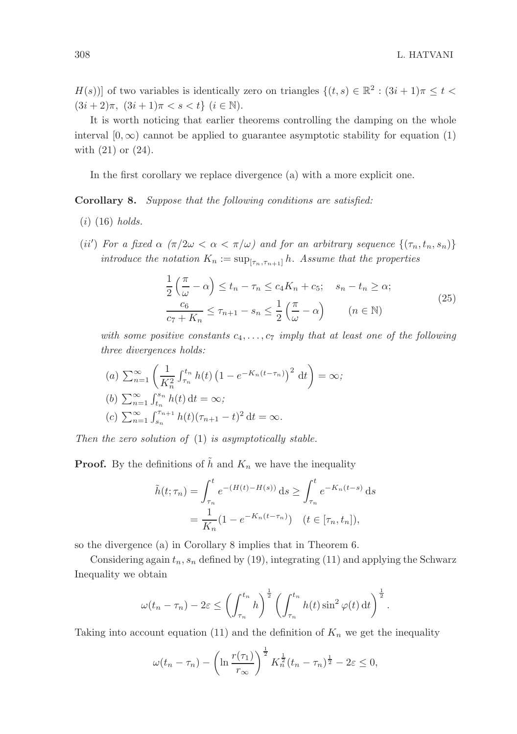$H(s))]$ of two variables is identically zero on triangles $\{(t,s) \in \mathbb{R}^2 : (3i+1)\pi \le t < (3i+2)\pi,\ (3i+1)\pi < s < t\}$ $(i \in \mathbb{N})$.

It is worth noticing that earlier theorems controlling the damping on the whole interval $[0,\infty)$ cannot be applied to guarantee asymptotic stability for equation (1) with (21) or (24).

In the first corollary we replace divergence (a) with a more explicit one.

**Corollary 8.** *Suppose that the following conditions are satisfied:*

- $(i)$ *(16) holds.*
- $(ii')$ *For a fixed $\alpha$ $(\pi/2\omega < \alpha < \pi/\omega)$ and for an arbitrary sequence $\{(\tau_n, t_n, s_n)\}$ introduce the notation $K_n := \sup_{[\tau_n,\tau_{n+1}]} h$. Assume that the properties*

$$
\begin{aligned}
&\frac{1}{2}\left(\frac{\pi}{\omega} - \alpha\right) \le t_n - \tau_n \le c_4 K_n + c_5; \quad s_n - t_n \ge \alpha; \\
&\frac{c_6}{c_7 + K_n} \le \tau_{n+1} - s_n \le \frac{1}{2}\left(\frac{\pi}{\omega} - \alpha\right) \qquad (n \in \mathbb{N})
\end{aligned}
\tag{25}
$$

*with some positive constants $c_4, \ldots, c_7$ imply that at least one of the following three divergences holds:*

$(a)$ $\sum_{n=1}^{\infty} \left( \frac{1}{K_n^2} \int_{\tau_n}^{t_n} h(t) \left(1 - e^{-K_n(t-\tau_n)}\right)^2 \,\mathrm{d}t \right) = \infty$;

$(b)$ $\sum_{n=1}^{\infty} \int_{t_n}^{s_n} h(t)\,\mathrm{d}t = \infty$;

$(c)$ $\sum_{n=1}^{\infty} \int_{s_n}^{\tau_{n+1}} h(t)(\tau_{n+1} - t)^2 \,\mathrm{d}t = \infty$.

*Then the zero solution of* (1) *is asymptotically stable.*

**Proof.** By the definitions of $\tilde{h}$ and $K_n$ we have the inequality

$$
\begin{aligned}
\tilde{h}(t;\tau_n) &= \int_{\tau_n}^{t} e^{-(H(t)-H(s))}\,\mathrm{d}s \ge \int_{\tau_n}^{t} e^{-K_n(t-s)}\,\mathrm{d}s \\
&= \frac{1}{K_n}(1 - e^{-K_n(t-\tau_n)}) \quad (t \in [\tau_n, t_n]),
\end{aligned}
$$

so the divergence (a) in Corollary 8 implies that in Theorem 6.

Considering again $t_n, s_n$ defined by (19), integrating (11) and applying the Schwarz Inequality we obtain

$$
\omega(t_n - \tau_n) - 2\varepsilon \le \left( \int_{\tau_n}^{t_n} h \right)^{\frac{1}{2}} \left( \int_{\tau_n}^{t_n} h(t) \sin^2 \varphi(t)\,\mathrm{d}t \right)^{\frac{1}{2}}.
$$

Taking into account equation (11) and the definition of $K_n$ we get the inequality

$$
\omega(t_n - \tau_n) - \left( \ln \frac{r(\tau_1)}{r_\infty} \right)^{\frac{1}{2}} K_n^{\frac{1}{2}} (t_n - \tau_n)^{\frac{1}{2}} - 2\varepsilon \le 0,
$$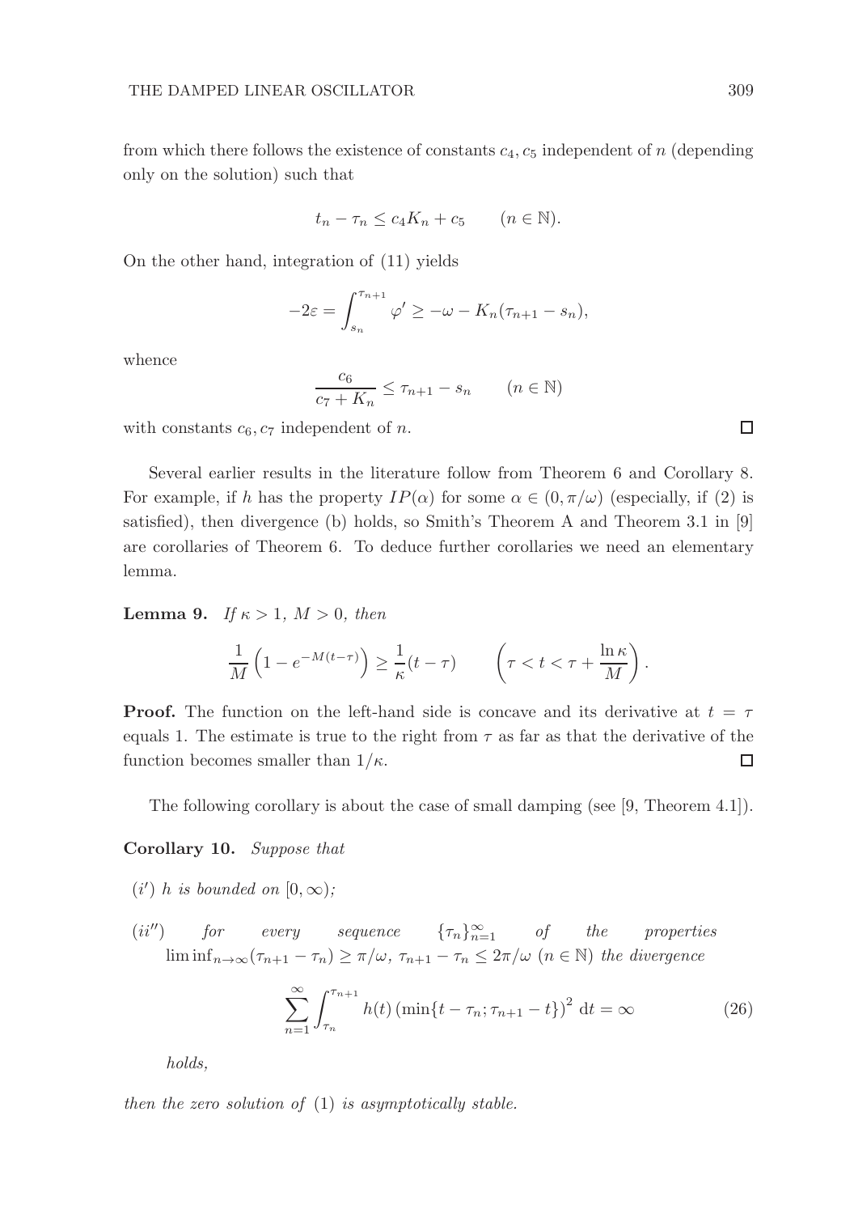from which there follows the existence of constants $c_4, c_5$ independent of $n$ (depending only on the solution) such that

$$t_n - \tau_n \leq c_4 K_n + c_5 \qquad (n \in \mathbb{N}).$$

On the other hand, integration of (11) yields

$$-2\varepsilon = \int_{s_n}^{\tau_{n+1}} \varphi' \geq -\omega - K_n(\tau_{n+1} - s_n),$$

whence

$$\frac{c_6}{c_7 + K_n} \leq \tau_{n+1} - s_n \qquad (n \in \mathbb{N})$$

with constants $c_6, c_7$ independent of $n$. □

Several earlier results in the literature follow from Theorem 6 and Corollary 8. For example, if $h$ has the property $IP(\alpha)$ for some $\alpha \in (0, \pi/\omega)$ (especially, if (2) is satisfied), then divergence (b) holds, so Smith's Theorem A and Theorem 3.1 in [9] are corollaries of Theorem 6. To deduce further corollaries we need an elementary lemma.

**Lemma 9.** *If $\kappa > 1$, $M > 0$, then*

$$\frac{1}{M}\left(1 - e^{-M(t-\tau)}\right) \geq \frac{1}{\kappa}(t - \tau) \qquad \left(\tau < t < \tau + \frac{\ln \kappa}{M}\right).$$

**Proof.** The function on the left-hand side is concave and its derivative at $t = \tau$ equals 1. The estimate is true to the right from $\tau$ as far as that the derivative of the function becomes smaller than $1/\kappa$. □

The following corollary is about the case of small damping (see [9, Theorem 4.1]).

**Corollary 10.** *Suppose that*

- $(i')$ *$h$ is bounded on $[0, \infty)$;*
- $(ii'')$ *for every sequence $\{\tau_n\}_{n=1}^{\infty}$ of the properties $\liminf_{n\to\infty}(\tau_{n+1} - \tau_n) \geq \pi/\omega$, $\tau_{n+1} - \tau_n \leq 2\pi/\omega$ $(n \in \mathbb{N})$ the divergence*

$$\sum_{n=1}^{\infty} \int_{\tau_n}^{\tau_{n+1}} h(t) \left(\min\{t - \tau_n; \tau_{n+1} - t\}\right)^2 \, \mathrm{d}t = \infty \tag{26}$$

*holds,*

*then the zero solution of* (1) *is asymptotically stable.*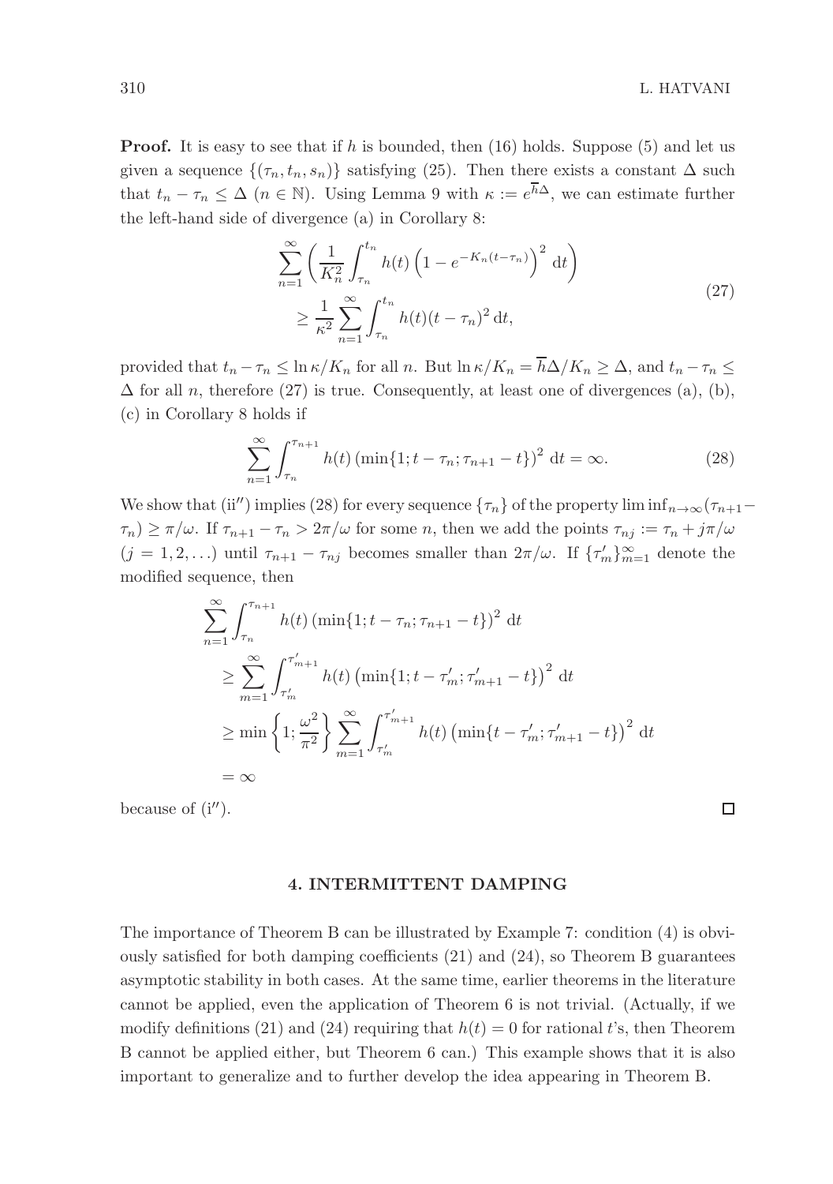**Proof.** It is easy to see that if $h$ is bounded, then (16) holds. Suppose (5) and let us given a sequence $\{(\tau_n, t_n, s_n)\}$ satisfying (25). Then there exists a constant $\Delta$ such that $t_n - \tau_n \leq \Delta$ $(n \in \mathbb{N})$. Using Lemma 9 with $\kappa := e^{\overline{h}\Delta}$, we can estimate further the left-hand side of divergence (a) in Corollary 8:

$$
\begin{aligned}
&\sum_{n=1}^{\infty} \left( \frac{1}{K_n^2} \int_{\tau_n}^{t_n} h(t) \left(1 - e^{-K_n(t-\tau_n)}\right)^2 \, \mathrm{d}t \right) \\
&\qquad \geq \frac{1}{\kappa^2} \sum_{n=1}^{\infty} \int_{\tau_n}^{t_n} h(t)(t-\tau_n)^2 \, \mathrm{d}t,
\end{aligned}
\tag{27}
$$

provided that $t_n - \tau_n \leq \ln \kappa / K_n$ for all $n$. But $\ln \kappa / K_n = \overline{h}\Delta / K_n \geq \Delta$, and $t_n - \tau_n \leq \Delta$ for all $n$, therefore (27) is true. Consequently, at least one of divergences (a), (b), (c) in Corollary 8 holds if

$$
\sum_{n=1}^{\infty} \int_{\tau_n}^{\tau_{n+1}} h(t) \left(\min\{1; t-\tau_n; \tau_{n+1}-t\}\right)^2 \, \mathrm{d}t = \infty. \tag{28}
$$

We show that (ii$''$) implies (28) for every sequence $\{\tau_n\}$ of the property $\liminf_{n\to\infty}(\tau_{n+1} - \tau_n) \geq \pi/\omega$. If $\tau_{n+1} - \tau_n > 2\pi/\omega$ for some $n$, then we add the points $\tau_{nj} := \tau_n + j\pi/\omega$ $(j = 1, 2, \ldots)$ until $\tau_{n+1} - \tau_{nj}$ becomes smaller than $2\pi/\omega$. If $\{\tau'_m\}_{m=1}^{\infty}$ denote the modified sequence, then

$$
\begin{aligned}
&\sum_{n=1}^{\infty} \int_{\tau_n}^{\tau_{n+1}} h(t) \left(\min\{1; t-\tau_n; \tau_{n+1}-t\}\right)^2 \, \mathrm{d}t \\
&\quad \geq \sum_{m=1}^{\infty} \int_{\tau'_m}^{\tau'_{m+1}} h(t) \left(\min\{1; t-\tau'_m; \tau'_{m+1}-t\}\right)^2 \, \mathrm{d}t \\
&\quad \geq \min\left\{1; \frac{\omega^2}{\pi^2}\right\} \sum_{m=1}^{\infty} \int_{\tau'_m}^{\tau'_{m+1}} h(t) \left(\min\{t-\tau'_m; \tau'_{m+1}-t\}\right)^2 \, \mathrm{d}t \\
&\quad = \infty
\end{aligned}
$$

because of (i$''$). □

## 4. INTERMITTENT DAMPING

The importance of Theorem B can be illustrated by Example 7: condition (4) is obviously satisfied for both damping coefficients (21) and (24), so Theorem B guarantees asymptotic stability in both cases. At the same time, earlier theorems in the literature cannot be applied, even the application of Theorem 6 is not trivial. (Actually, if we modify definitions (21) and (24) requiring that $h(t) = 0$ for rational $t$'s, then Theorem B cannot be applied either, but Theorem 6 can.) This example shows that it is also important to generalize and to further develop the idea appearing in Theorem B.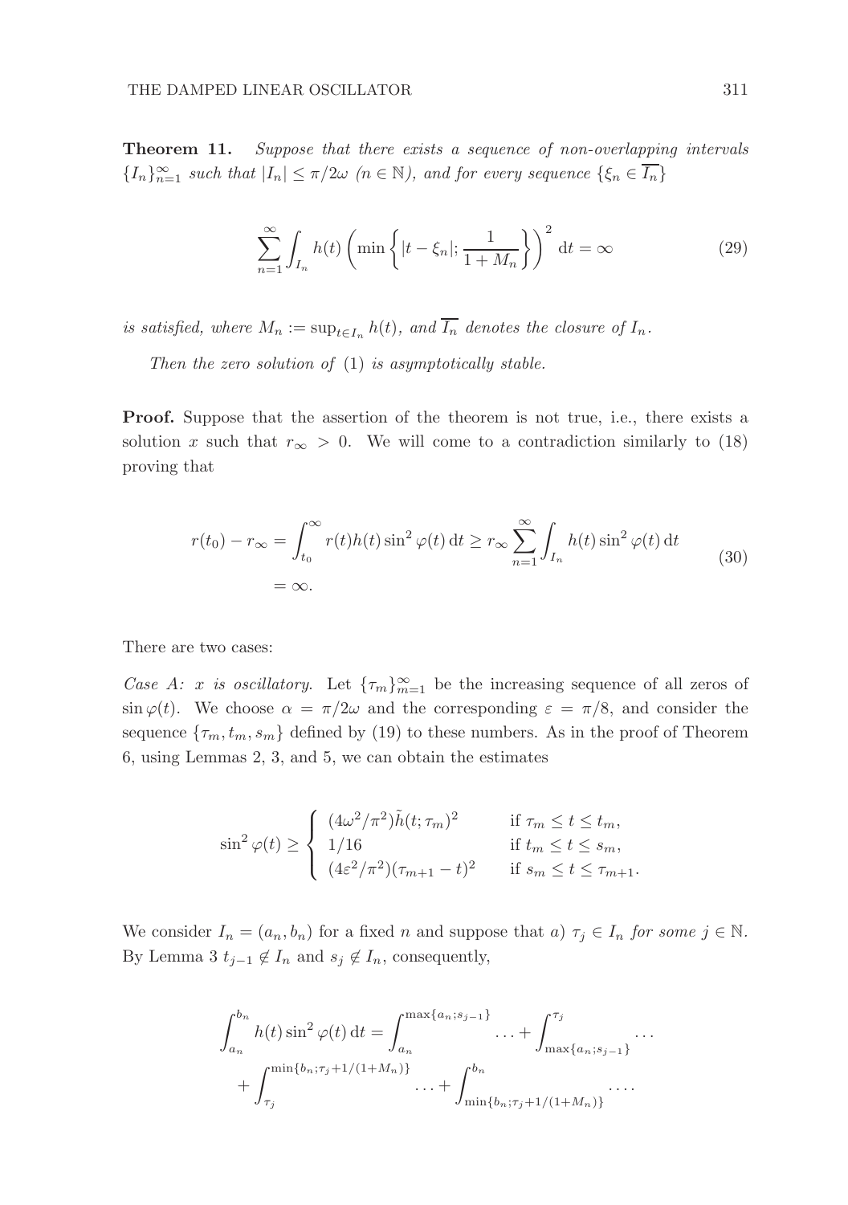**Theorem 11.** *Suppose that there exists a sequence of non-overlapping intervals* $\{I_n\}_{n=1}^{\infty}$ *such that* $|I_n| \le \pi/2\omega$ $(n \in \mathbb{N})$, *and for every sequence* $\{\xi_n \in \overline{I_n}\}$

$$\sum_{n=1}^{\infty} \int_{I_n} h(t) \left( \min \left\{ |t - \xi_n|; \frac{1}{1 + M_n} \right\} \right)^2 \mathrm{d}t = \infty \tag{29}$$

*is satisfied, where* $M_n := \sup_{t \in I_n} h(t)$, *and* $\overline{I_n}$ *denotes the closure of* $I_n$.

*Then the zero solution of* (1) *is asymptotically stable.*

**Proof.** Suppose that the assertion of the theorem is not true, i.e., there exists a solution $x$ such that $r_\infty > 0$. We will come to a contradiction similarly to (18) proving that

$$\begin{aligned} r(t_0) - r_\infty = \int_{t_0}^{\infty} r(t) h(t) \sin^2 \varphi(t)\, \mathrm{d}t &\ge r_\infty \sum_{n=1}^{\infty} \int_{I_n} h(t) \sin^2 \varphi(t)\, \mathrm{d}t \\ &= \infty. \end{aligned} \tag{30}$$

There are two cases:

*Case A: x is oscillatory.* Let $\{\tau_m\}_{m=1}^{\infty}$ be the increasing sequence of all zeros of $\sin \varphi(t)$. We choose $\alpha = \pi/2\omega$ and the corresponding $\varepsilon = \pi/8$, and consider the sequence $\{\tau_m, t_m, s_m\}$ defined by (19) to these numbers. As in the proof of Theorem 6, using Lemmas 2, 3, and 5, we can obtain the estimates

$$\sin^2 \varphi(t) \ge \begin{cases} (4\omega^2/\pi^2) \tilde{h}(t; \tau_m)^2 & \text{if } \tau_m \le t \le t_m, \\ 1/16 & \text{if } t_m \le t \le s_m, \\ (4\varepsilon^2/\pi^2)(\tau_{m+1} - t)^2 & \text{if } s_m \le t \le \tau_{m+1}. \end{cases}$$

We consider $I_n = (a_n, b_n)$ for a fixed $n$ and suppose that *a*) $\tau_j \in I_n$ *for some* $j \in \mathbb{N}$. By Lemma 3 $t_{j-1} \notin I_n$ and $s_j \notin I_n$, consequently,

$$\begin{aligned} \int_{a_n}^{b_n} h(t) \sin^2 \varphi(t)\, \mathrm{d}t = \int_{a_n}^{\max\{a_n; s_{j-1}\}} \dots + \int_{\max\{a_n; s_{j-1}\}}^{\tau_j} \dots \\ + \int_{\tau_j}^{\min\{b_n; \tau_j + 1/(1+M_n)\}} \dots + \int_{\min\{b_n; \tau_j + 1/(1+M_n)\}}^{b_n} \dots . \end{aligned}$$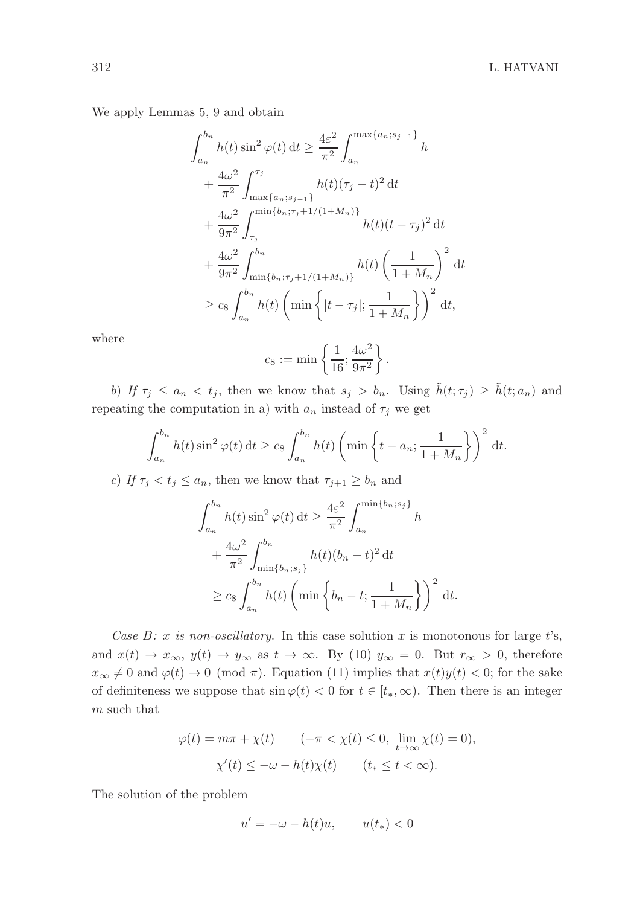We apply Lemmas 5, 9 and obtain

$$
\begin{aligned}
\int_{a_n}^{b_n} h(t)\sin^2\varphi(t)\,\mathrm{d}t &\geq \frac{4\varepsilon^2}{\pi^2}\int_{a_n}^{\max\{a_n;s_{j-1}\}} h \\
&+ \frac{4\omega^2}{\pi^2}\int_{\max\{a_n;s_{j-1}\}}^{\tau_j} h(t)(\tau_j - t)^2\,\mathrm{d}t \\
&+ \frac{4\omega^2}{9\pi^2}\int_{\tau_j}^{\min\{b_n;\tau_j+1/(1+M_n)\}} h(t)(t-\tau_j)^2\,\mathrm{d}t \\
&+ \frac{4\omega^2}{9\pi^2}\int_{\min\{b_n;\tau_j+1/(1+M_n)\}}^{b_n} h(t)\left(\frac{1}{1+M_n}\right)^2\,\mathrm{d}t \\
&\geq c_8\int_{a_n}^{b_n} h(t)\left(\min\left\{|t-\tau_j|;\frac{1}{1+M_n}\right\}\right)^2\,\mathrm{d}t,
\end{aligned}
$$

where

$$
c_8 := \min\left\{\frac{1}{16};\frac{4\omega^2}{9\pi^2}\right\}.
$$

*b) If* $\tau_j \leq a_n < t_j$, then we know that $s_j > b_n$. Using $\tilde{h}(t;\tau_j) \geq \tilde{h}(t;a_n)$ and repeating the computation in a) with $a_n$ instead of $\tau_j$ we get

$$
\int_{a_n}^{b_n} h(t)\sin^2\varphi(t)\,\mathrm{d}t \geq c_8\int_{a_n}^{b_n} h(t)\left(\min\left\{t-a_n;\frac{1}{1+M_n}\right\}\right)^2\,\mathrm{d}t.
$$

*c) If* $\tau_j < t_j \leq a_n$, then we know that $\tau_{j+1} \geq b_n$ and

$$
\begin{aligned}
\int_{a_n}^{b_n} h(t)\sin^2\varphi(t)\,\mathrm{d}t &\geq \frac{4\varepsilon^2}{\pi^2}\int_{a_n}^{\min\{b_n;s_j\}} h \\
&+ \frac{4\omega^2}{\pi^2}\int_{\min\{b_n;s_j\}}^{b_n} h(t)(b_n-t)^2\,\mathrm{d}t \\
&\geq c_8\int_{a_n}^{b_n} h(t)\left(\min\left\{b_n-t;\frac{1}{1+M_n}\right\}\right)^2\,\mathrm{d}t.
\end{aligned}
$$

*Case B: $x$ is non-oscillatory.* In this case solution $x$ is monotonous for large $t$'s, and $x(t) \to x_\infty$, $y(t) \to y_\infty$ as $t \to \infty$. By (10) $y_\infty = 0$. But $r_\infty > 0$, therefore $x_\infty \neq 0$ and $\varphi(t) \to 0 \pmod{\pi}$. Equation (11) implies that $x(t)y(t) < 0$; for the sake of definiteness we suppose that $\sin\varphi(t) < 0$ for $t \in [t_*, \infty)$. Then there is an integer $m$ such that

$$
\begin{aligned}
\varphi(t) &= m\pi + \chi(t) \qquad (-\pi < \chi(t) \leq 0,\ \lim_{t\to\infty}\chi(t) = 0), \\
\chi'(t) &\leq -\omega - h(t)\chi(t) \qquad (t_* \leq t < \infty).
\end{aligned}
$$

The solution of the problem

$$
u' = -\omega - h(t)u, \qquad u(t_*) < 0
$$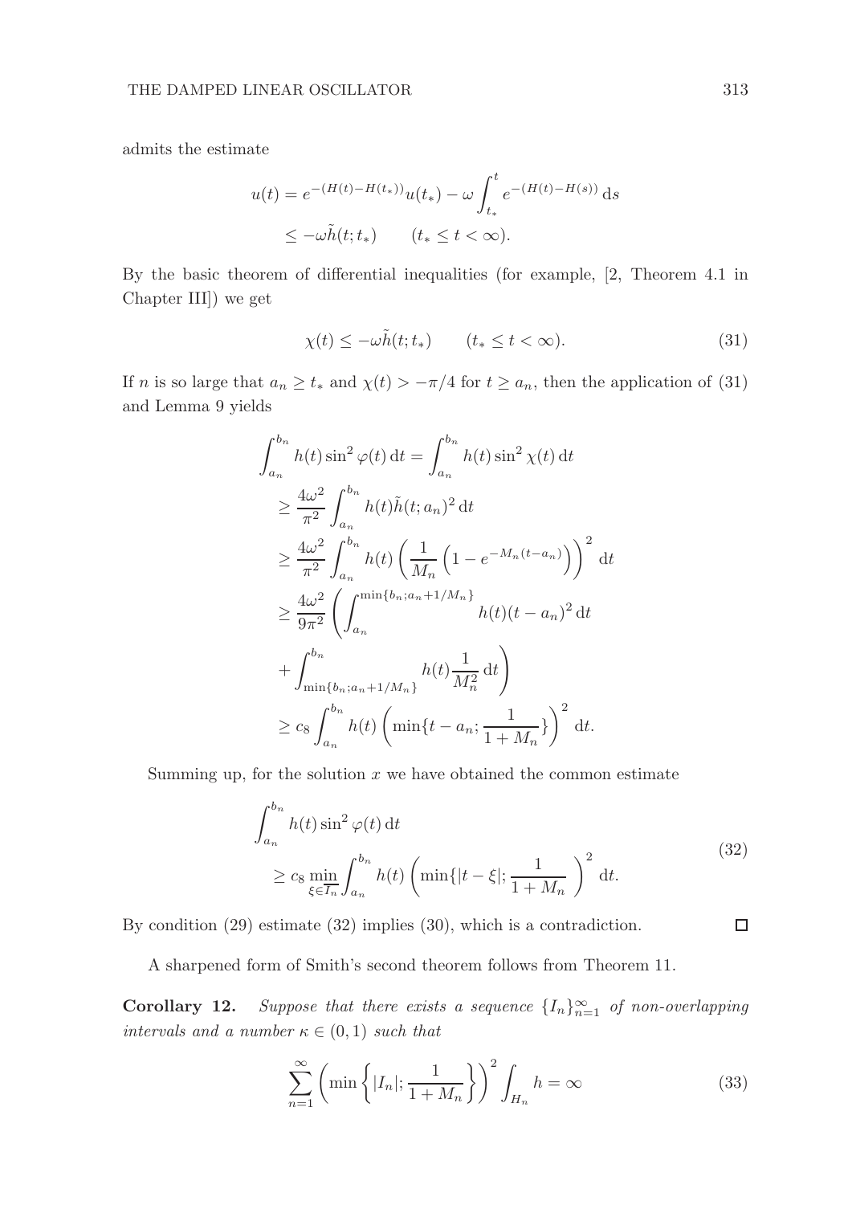admits the estimate

$$
\begin{aligned}
u(t) &= e^{-(H(t)-H(t_*))}u(t_*) - \omega \int_{t_*}^{t} e^{-(H(t)-H(s))}\,\mathrm{d}s \\
&\leq -\omega \tilde{h}(t;t_*) \qquad (t_* \leq t < \infty).
\end{aligned}
$$

By the basic theorem of differential inequalities (for example, [2, Theorem 4.1 in Chapter III]) we get

$$
\chi(t) \leq -\omega \tilde{h}(t;t_*) \qquad (t_* \leq t < \infty). \tag{31}
$$

If $n$ is so large that $a_n \geq t_*$ and $\chi(t) > -\pi/4$ for $t \geq a_n$, then the application of (31) and Lemma 9 yields

$$
\begin{aligned}
\int_{a_n}^{b_n} h(t)\sin^2\varphi(t)\,\mathrm{d}t &= \int_{a_n}^{b_n} h(t)\sin^2\chi(t)\,\mathrm{d}t \\
&\geq \frac{4\omega^2}{\pi^2}\int_{a_n}^{b_n} h(t)\tilde{h}(t;a_n)^2\,\mathrm{d}t \\
&\geq \frac{4\omega^2}{\pi^2}\int_{a_n}^{b_n} h(t)\left(\frac{1}{M_n}\left(1-e^{-M_n(t-a_n)}\right)\right)^2\,\mathrm{d}t \\
&\geq \frac{4\omega^2}{9\pi^2}\left(\int_{a_n}^{\min\{b_n;a_n+1/M_n\}} h(t)(t-a_n)^2\,\mathrm{d}t \right. \\
&\quad \left. + \int_{\min\{b_n;a_n+1/M_n\}}^{b_n} h(t)\frac{1}{M_n^2}\,\mathrm{d}t\right) \\
&\geq c_8\int_{a_n}^{b_n} h(t)\left(\min\{t-a_n;\frac{1}{1+M_n}\}\right)^2\,\mathrm{d}t.
\end{aligned}
$$

Summing up, for the solution $x$ we have obtained the common estimate

$$
\begin{aligned}
&\int_{a_n}^{b_n} h(t)\sin^2\varphi(t)\,\mathrm{d}t \\
&\quad \geq c_8 \min_{\xi\in\overline{I_n}}\int_{a_n}^{b_n} h(t)\left(\min\{|t-\xi|;\frac{1}{1+M_n}\ \right)^2\,\mathrm{d}t.
\end{aligned} \tag{32}
$$

By condition (29) estimate (32) implies (30), which is a contradiction. $\square$

A sharpened form of Smith's second theorem follows from Theorem 11.

**Corollary 12.** *Suppose that there exists a sequence $\{I_n\}_{n=1}^{\infty}$ of non-overlapping intervals and a number $\kappa \in (0,1)$ such that*

$$
\sum_{n=1}^{\infty}\left(\min\left\{|I_n|;\frac{1}{1+M_n}\right\}\right)^2\int_{H_n} h = \infty \tag{33}
$$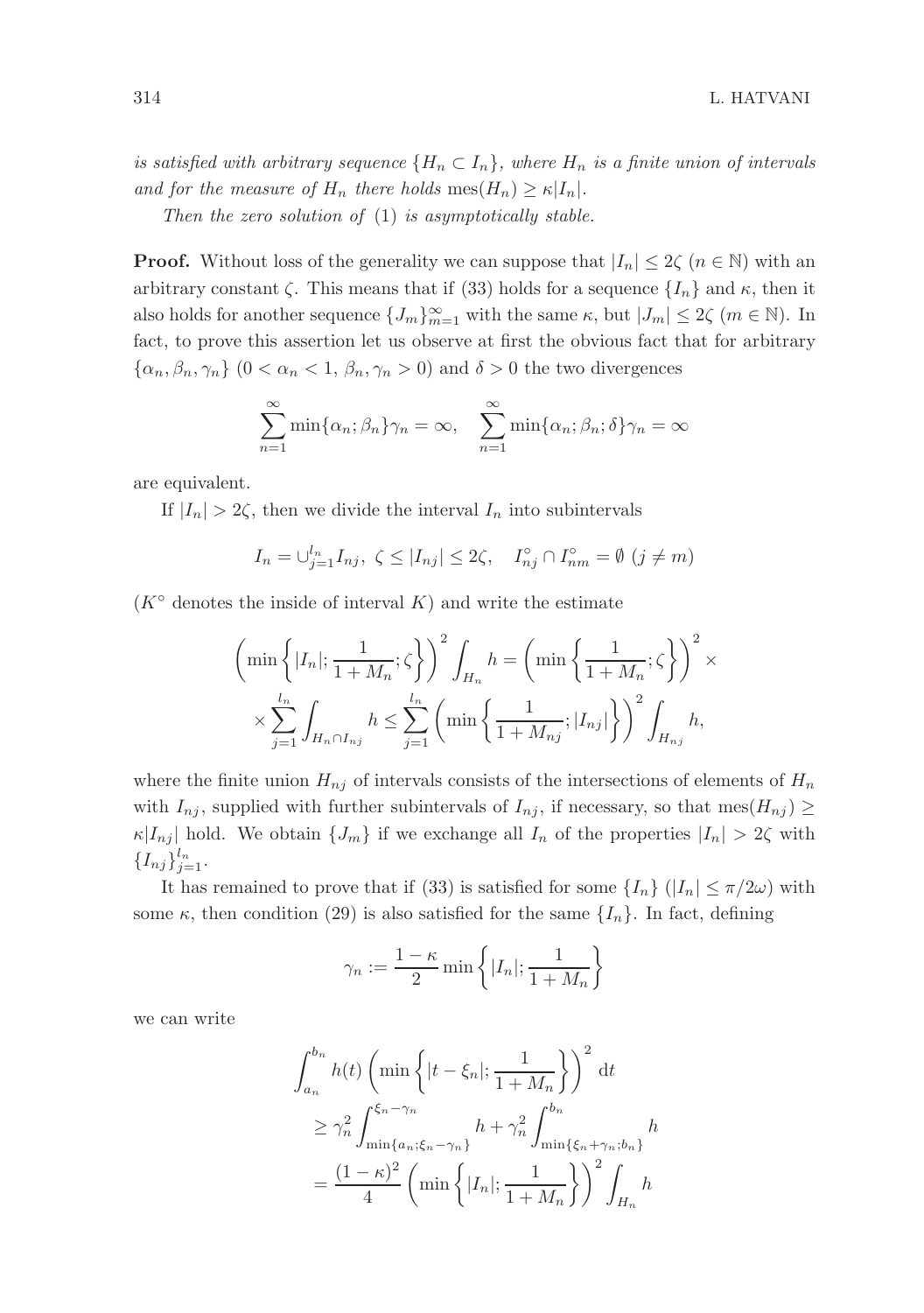*is satisfied with arbitrary sequence $\{H_n \subset I_n\}$, where $H_n$ is a finite union of intervals and for the measure of $H_n$ there holds $\operatorname{mes}(H_n) \geq \kappa |I_n|$.*

*Then the zero solution of* (1) *is asymptotically stable.*

**Proof.** Without loss of the generality we can suppose that $|I_n| \leq 2\zeta$ ($n \in \mathbb{N}$) with an arbitrary constant $\zeta$. This means that if (33) holds for a sequence $\{I_n\}$ and $\kappa$, then it also holds for another sequence $\{J_m\}_{m=1}^{\infty}$ with the same $\kappa$, but $|J_m| \leq 2\zeta$ ($m \in \mathbb{N}$). In fact, to prove this assertion let us observe at first the obvious fact that for arbitrary $\{\alpha_n, \beta_n, \gamma_n\}$ ($0 < \alpha_n < 1$, $\beta_n, \gamma_n > 0$) and $\delta > 0$ the two divergences

$$\sum_{n=1}^{\infty} \min\{\alpha_n; \beta_n\}\gamma_n = \infty, \quad \sum_{n=1}^{\infty} \min\{\alpha_n; \beta_n; \delta\}\gamma_n = \infty$$

are equivalent.

If $|I_n| > 2\zeta$, then we divide the interval $I_n$ into subintervals

$$I_n = \cup_{j=1}^{l_n} I_{nj}, \ \zeta \leq |I_{nj}| \leq 2\zeta, \quad I_{nj}^{\circ} \cap I_{nm}^{\circ} = \emptyset \ (j \neq m)$$

($K^{\circ}$ denotes the inside of interval $K$) and write the estimate

$$\left(\min\left\{|I_n|; \frac{1}{1+M_n}; \zeta\right\}\right)^2 \int_{H_n} h = \left(\min\left\{\frac{1}{1+M_n}; \zeta\right\}\right)^2 \times$$
$$\times \sum_{j=1}^{l_n} \int_{H_n \cap I_{nj}} h \leq \sum_{j=1}^{l_n} \left(\min\left\{\frac{1}{1+M_{nj}}; |I_{nj}|\right\}\right)^2 \int_{H_{nj}} h,$$

where the finite union $H_{nj}$ of intervals consists of the intersections of elements of $H_n$ with $I_{nj}$, supplied with further subintervals of $I_{nj}$, if necessary, so that $\operatorname{mes}(H_{nj}) \geq \kappa |I_{nj}|$ hold. We obtain $\{J_m\}$ if we exchange all $I_n$ of the properties $|I_n| > 2\zeta$ with $\{I_{nj}\}_{j=1}^{l_n}$.

It has remained to prove that if (33) is satisfied for some $\{I_n\}$ ($|I_n| \leq \pi/2\omega$) with some $\kappa$, then condition (29) is also satisfied for the same $\{I_n\}$. In fact, defining

$$\gamma_n := \frac{1-\kappa}{2} \min\left\{|I_n|; \frac{1}{1+M_n}\right\}$$

we can write

$$\int_{a_n}^{b_n} h(t) \left(\min\left\{|t - \xi_n|; \frac{1}{1+M_n}\right\}\right)^2 \mathrm{d}t$$
$$\geq \gamma_n^2 \int_{\min\{a_n; \xi_n - \gamma_n\}}^{\xi_n - \gamma_n} h + \gamma_n^2 \int_{\min\{\xi_n + \gamma_n; b_n\}}^{b_n} h$$
$$= \frac{(1-\kappa)^2}{4} \left(\min\left\{|I_n|; \frac{1}{1+M_n}\right\}\right)^2 \int_{H_n} h$$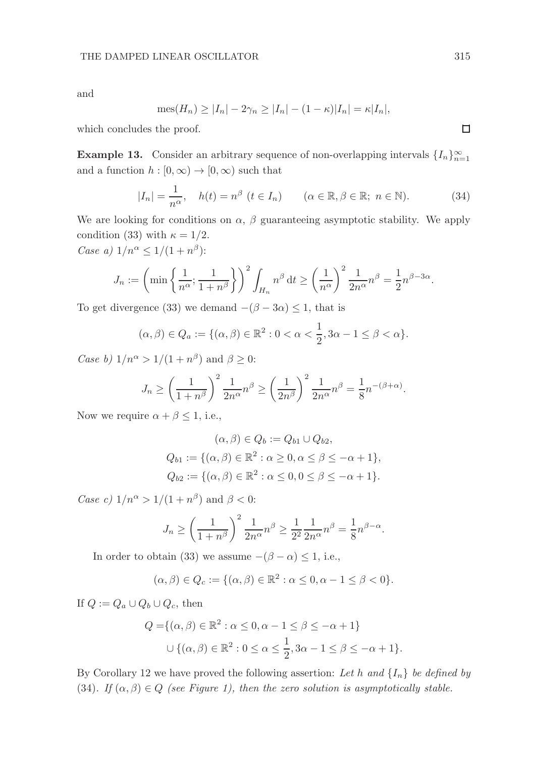and

$$\text{mes}(H_n) \geq |I_n| - 2\gamma_n \geq |I_n| - (1-\kappa)|I_n| = \kappa |I_n|,$$

which concludes the proof. $\square$

**Example 13.** Consider an arbitrary sequence of non-overlapping intervals $\{I_n\}_{n=1}^{\infty}$ and a function $h : [0, \infty) \to [0, \infty)$ such that

$$|I_n| = \frac{1}{n^\alpha}, \quad h(t) = n^\beta \ (t \in I_n) \qquad (\alpha \in \mathbb{R}, \beta \in \mathbb{R};\ n \in \mathbb{N}). \tag{34}$$

We are looking for conditions on $\alpha$, $\beta$ guaranteeing asymptotic stability. We apply condition (33) with $\kappa = 1/2$.

*Case a)* $1/n^\alpha \leq 1/(1+n^\beta)$:

$$J_n := \left( \min\left\{ \frac{1}{n^\alpha}; \frac{1}{1+n^\beta} \right\} \right)^2 \int_{H_n} n^\beta \, \mathrm{d}t \geq \left( \frac{1}{n^\alpha} \right)^2 \frac{1}{2n^\alpha} n^\beta = \frac{1}{2} n^{\beta - 3\alpha}.$$

To get divergence (33) we demand $-(\beta - 3\alpha) \leq 1$, that is

$$(\alpha, \beta) \in Q_a := \{(\alpha, \beta) \in \mathbb{R}^2 : 0 < \alpha < \frac{1}{2}, 3\alpha - 1 \leq \beta < \alpha\}.$$

*Case b)* $1/n^\alpha > 1/(1+n^\beta)$ and $\beta \geq 0$:

$$J_n \geq \left( \frac{1}{1+n^\beta} \right)^2 \frac{1}{2n^\alpha} n^\beta \geq \left( \frac{1}{2n^\beta} \right)^2 \frac{1}{2n^\alpha} n^\beta = \frac{1}{8} n^{-(\beta+\alpha)}.$$

Now we require $\alpha + \beta \leq 1$, i.e.,

$$(\alpha, \beta) \in Q_b := Q_{b1} \cup Q_{b2},$$
$$Q_{b1} := \{(\alpha, \beta) \in \mathbb{R}^2 : \alpha \geq 0, \alpha \leq \beta \leq -\alpha + 1\},$$
$$Q_{b2} := \{(\alpha, \beta) \in \mathbb{R}^2 : \alpha \leq 0, 0 \leq \beta \leq -\alpha + 1\}.$$

*Case c)* $1/n^\alpha > 1/(1+n^\beta)$ and $\beta < 0$:

$$J_n \geq \left( \frac{1}{1+n^\beta} \right)^2 \frac{1}{2n^\alpha} n^\beta \geq \frac{1}{2^2} \frac{1}{2n^\alpha} n^\beta = \frac{1}{8} n^{\beta - \alpha}.$$

In order to obtain (33) we assume $-(\beta - \alpha) \leq 1$, i.e.,

$$(\alpha, \beta) \in Q_c := \{(\alpha, \beta) \in \mathbb{R}^2 : \alpha \leq 0, \alpha - 1 \leq \beta < 0\}.$$

If $Q := Q_a \cup Q_b \cup Q_c$, then

$$Q = \{(\alpha, \beta) \in \mathbb{R}^2 : \alpha \leq 0, \alpha - 1 \leq \beta \leq -\alpha + 1\}$$
$$\cup \{(\alpha, \beta) \in \mathbb{R}^2 : 0 \leq \alpha \leq \frac{1}{2}, 3\alpha - 1 \leq \beta \leq -\alpha + 1\}.$$

By Corollary 12 we have proved the following assertion: *Let $h$ and $\{I_n\}$ be defined by* (34). *If $(\alpha, \beta) \in Q$ (see Figure 1), then the zero solution is asymptotically stable.*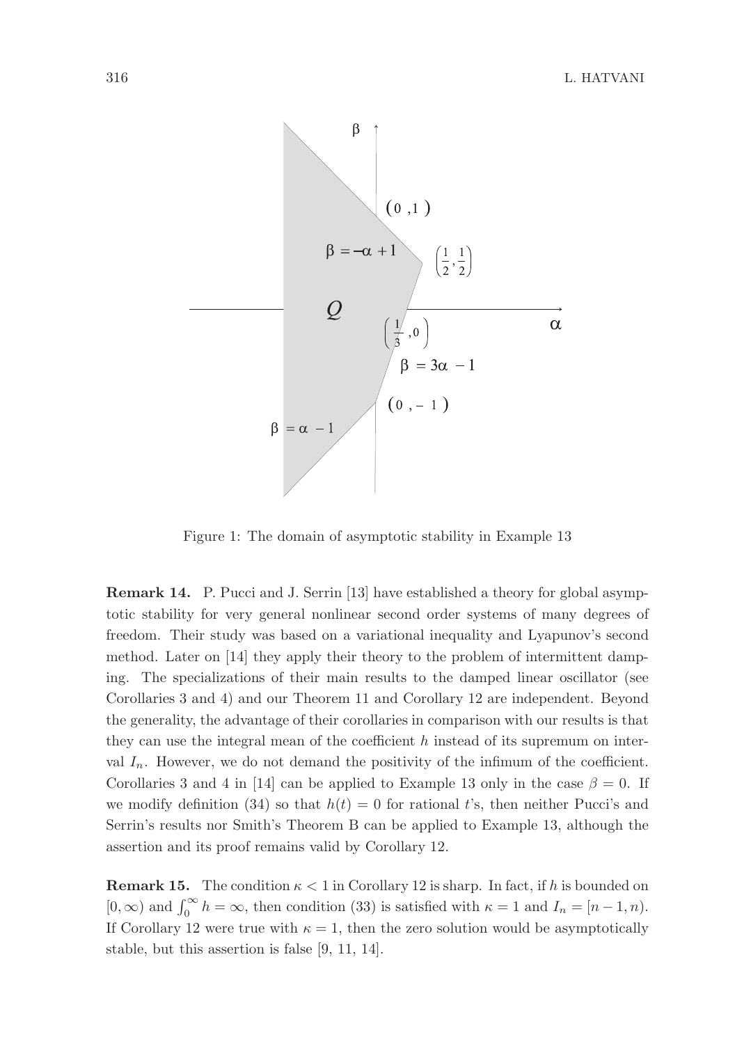Figure 1: The domain of asymptotic stability in Example 13

**Remark 14.** P. Pucci and J. Serrin [13] have established a theory for global asymptotic stability for very general nonlinear second order systems of many degrees of freedom. Their study was based on a variational inequality and Lyapunov's second method. Later on [14] they apply their theory to the problem of intermittent damping. The specializations of their main results to the damped linear oscillator (see Corollaries 3 and 4) and our Theorem 11 and Corollary 12 are independent. Beyond the generality, the advantage of their corollaries in comparison with our results is that they can use the integral mean of the coefficient $h$ instead of its supremum on interval $I_n$. However, we do not demand the positivity of the infimum of the coefficient. Corollaries 3 and 4 in [14] can be applied to Example 13 only in the case $\beta = 0$. If we modify definition (34) so that $h(t) = 0$ for rational $t$'s, then neither Pucci's and Serrin's results nor Smith's Theorem B can be applied to Example 13, although the assertion and its proof remains valid by Corollary 12.

**Remark 15.** The condition $\kappa < 1$ in Corollary 12 is sharp. In fact, if $h$ is bounded on $[0, \infty)$ and $\int_0^\infty h = \infty$, then condition (33) is satisfied with $\kappa = 1$ and $I_n = [n-1, n)$. If Corollary 12 were true with $\kappa = 1$, then the zero solution would be asymptotically stable, but this assertion is false [9, 11, 14].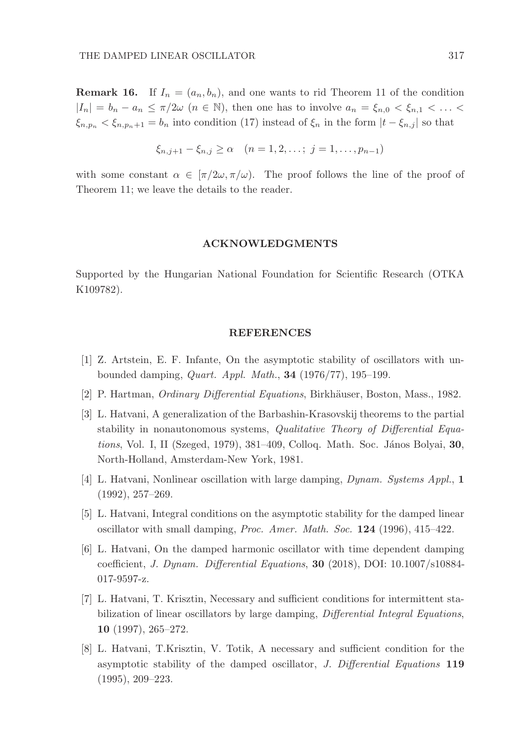**Remark 16.** If $I_n = (a_n, b_n)$, and one wants to rid Theorem 11 of the condition $|I_n| = b_n - a_n \leq \pi/2\omega$ $(n \in \mathbb{N})$, then one has to involve $a_n = \xi_{n,0} < \xi_{n,1} < \ldots < \xi_{n,p_n} < \xi_{n,p_n+1} = b_n$ into condition (17) instead of $\xi_n$ in the form $|t - \xi_{n,j}|$ so that

$$\xi_{n,j+1} - \xi_{n,j} \geq \alpha \quad (n = 1, 2, \ldots;\ j = 1, \ldots, p_{n-1})$$

with some constant $\alpha \in [\pi/2\omega, \pi/\omega)$. The proof follows the line of the proof of Theorem 11; we leave the details to the reader.

## ACKNOWLEDGMENTS

Supported by the Hungarian National Foundation for Scientific Research (OTKA K109782).

## REFERENCES

[1] Z. Artstein, E. F. Infante, On the asymptotic stability of oscillators with unbounded damping, *Quart. Appl. Math.*, **34** (1976/77), 195–199.

[2] P. Hartman, *Ordinary Differential Equations*, Birkhäuser, Boston, Mass., 1982.

[3] L. Hatvani, A generalization of the Barbashin-Krasovskij theorems to the partial stability in nonautonomous systems, *Qualitative Theory of Differential Equations*, Vol. I, II (Szeged, 1979), 381–409, Colloq. Math. Soc. János Bolyai, **30**, North-Holland, Amsterdam-New York, 1981.

[4] L. Hatvani, Nonlinear oscillation with large damping, *Dynam. Systems Appl.*, **1** (1992), 257–269.

[5] L. Hatvani, Integral conditions on the asymptotic stability for the damped linear oscillator with small damping, *Proc. Amer. Math. Soc.* **124** (1996), 415–422.

[6] L. Hatvani, On the damped harmonic oscillator with time dependent damping coefficient, *J. Dynam. Differential Equations*, **30** (2018), DOI: 10.1007/s10884-017-9597-z.

[7] L. Hatvani, T. Krisztin, Necessary and sufficient conditions for intermittent stabilization of linear oscillators by large damping, *Differential Integral Equations*, **10** (1997), 265–272.

[8] L. Hatvani, T.Krisztin, V. Totik, A necessary and sufficient condition for the asymptotic stability of the damped oscillator, *J. Differential Equations* **119** (1995), 209–223.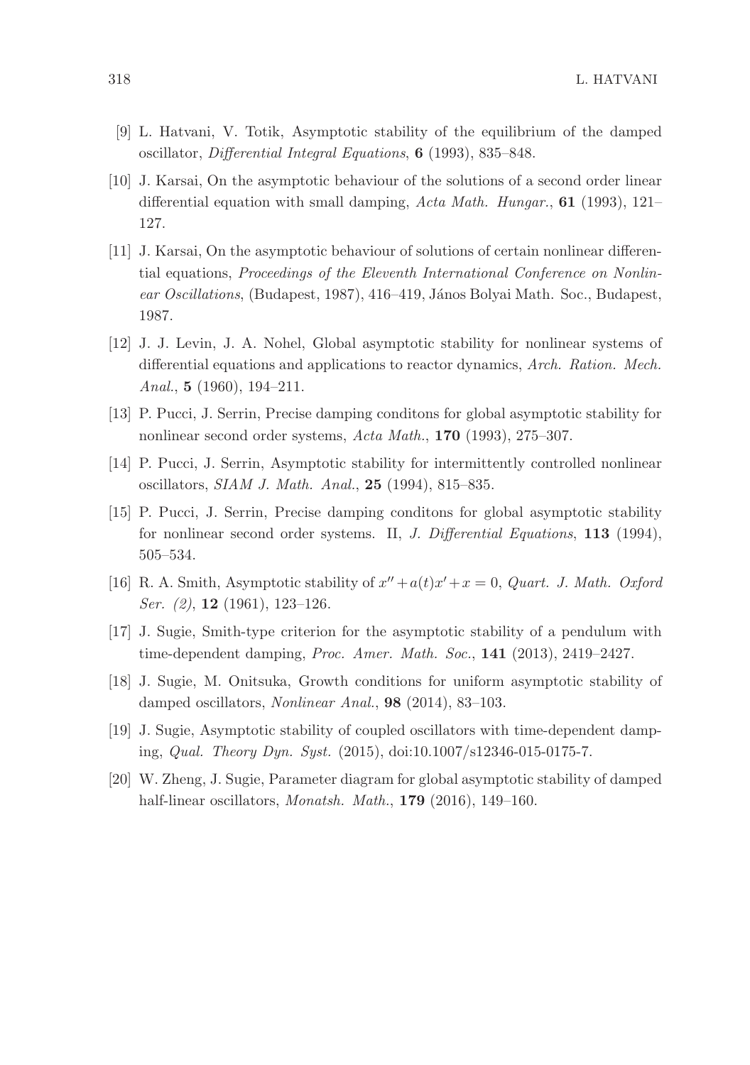[9] L. Hatvani, V. Totik, Asymptotic stability of the equilibrium of the damped oscillator, *Differential Integral Equations*, **6** (1993), 835–848.

[10] J. Karsai, On the asymptotic behaviour of the solutions of a second order linear differential equation with small damping, *Acta Math. Hungar.*, **61** (1993), 121–127.

[11] J. Karsai, On the asymptotic behaviour of solutions of certain nonlinear differential equations, *Proceedings of the Eleventh International Conference on Nonlinear Oscillations*, (Budapest, 1987), 416–419, János Bolyai Math. Soc., Budapest, 1987.

[12] J. J. Levin, J. A. Nohel, Global asymptotic stability for nonlinear systems of differential equations and applications to reactor dynamics, *Arch. Ration. Mech. Anal.*, **5** (1960), 194–211.

[13] P. Pucci, J. Serrin, Precise damping conditons for global asymptotic stability for nonlinear second order systems, *Acta Math.*, **170** (1993), 275–307.

[14] P. Pucci, J. Serrin, Asymptotic stability for intermittently controlled nonlinear oscillators, *SIAM J. Math. Anal.*, **25** (1994), 815–835.

[15] P. Pucci, J. Serrin, Precise damping conditons for global asymptotic stability for nonlinear second order systems. II, *J. Differential Equations*, **113** (1994), 505–534.

[16] R. A. Smith, Asymptotic stability of $x'' + a(t)x' + x = 0$, *Quart. J. Math. Oxford Ser. (2)*, **12** (1961), 123–126.

[17] J. Sugie, Smith-type criterion for the asymptotic stability of a pendulum with time-dependent damping, *Proc. Amer. Math. Soc.*, **141** (2013), 2419–2427.

[18] J. Sugie, M. Onitsuka, Growth conditions for uniform asymptotic stability of damped oscillators, *Nonlinear Anal.*, **98** (2014), 83–103.

[19] J. Sugie, Asymptotic stability of coupled oscillators with time-dependent damping, *Qual. Theory Dyn. Syst.* (2015), doi:10.1007/s12346-015-0175-7.

[20] W. Zheng, J. Sugie, Parameter diagram for global asymptotic stability of damped half-linear oscillators, *Monatsh. Math.*, **179** (2016), 149–160.